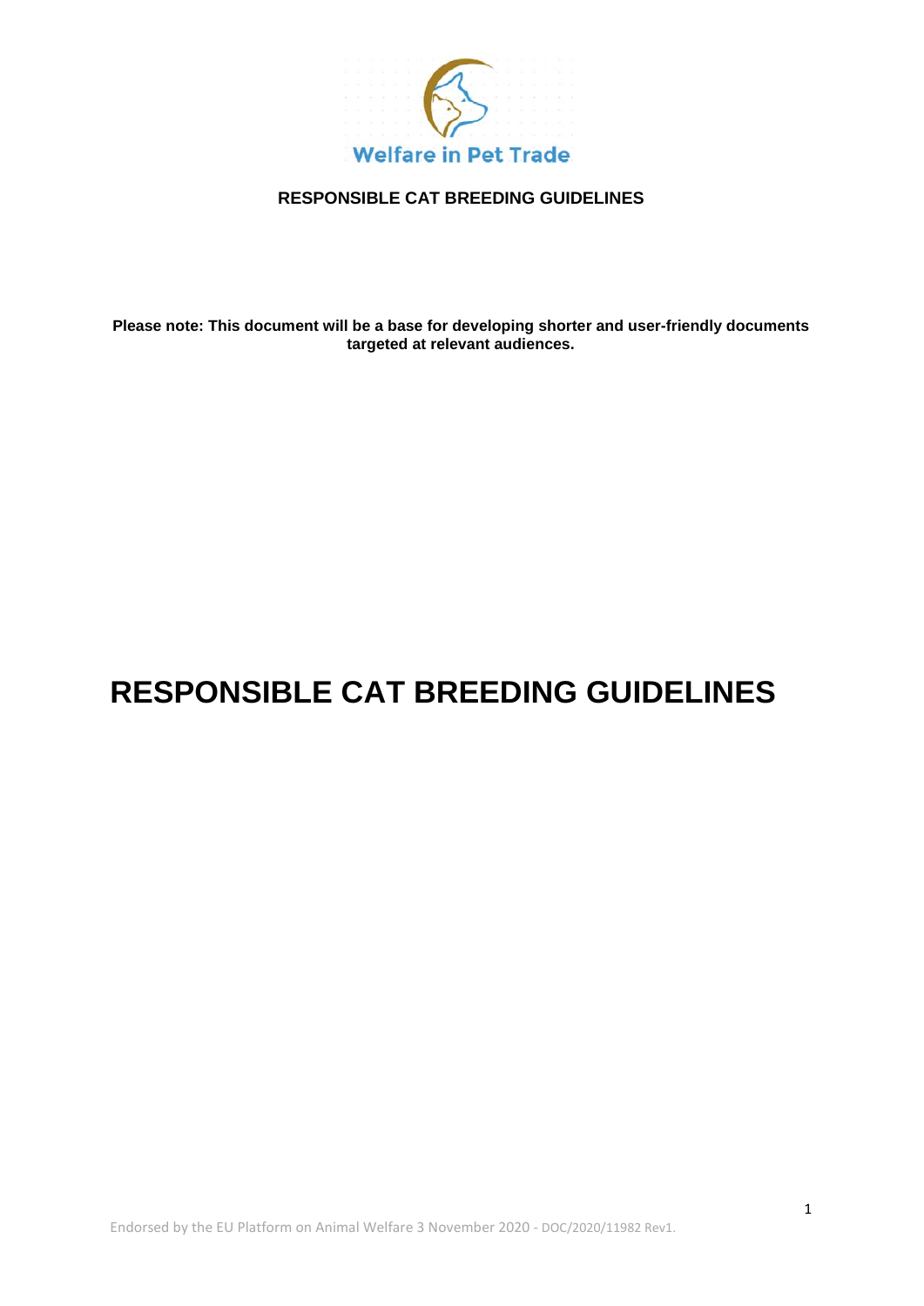Welfare in Pet Trade

**RESPONSIBLE CAT BREEDING GUIDELINES**

**Please note: This document will be a base for developing shorter and user-friendly documents targeted at relevant audiences.**

# RESPONSIBLE CAT BREEDING GUIDELINES

Endorsed by the EU Platform on Animal Welfare 3 November 2020 - DOC/2020/11982 Rev1.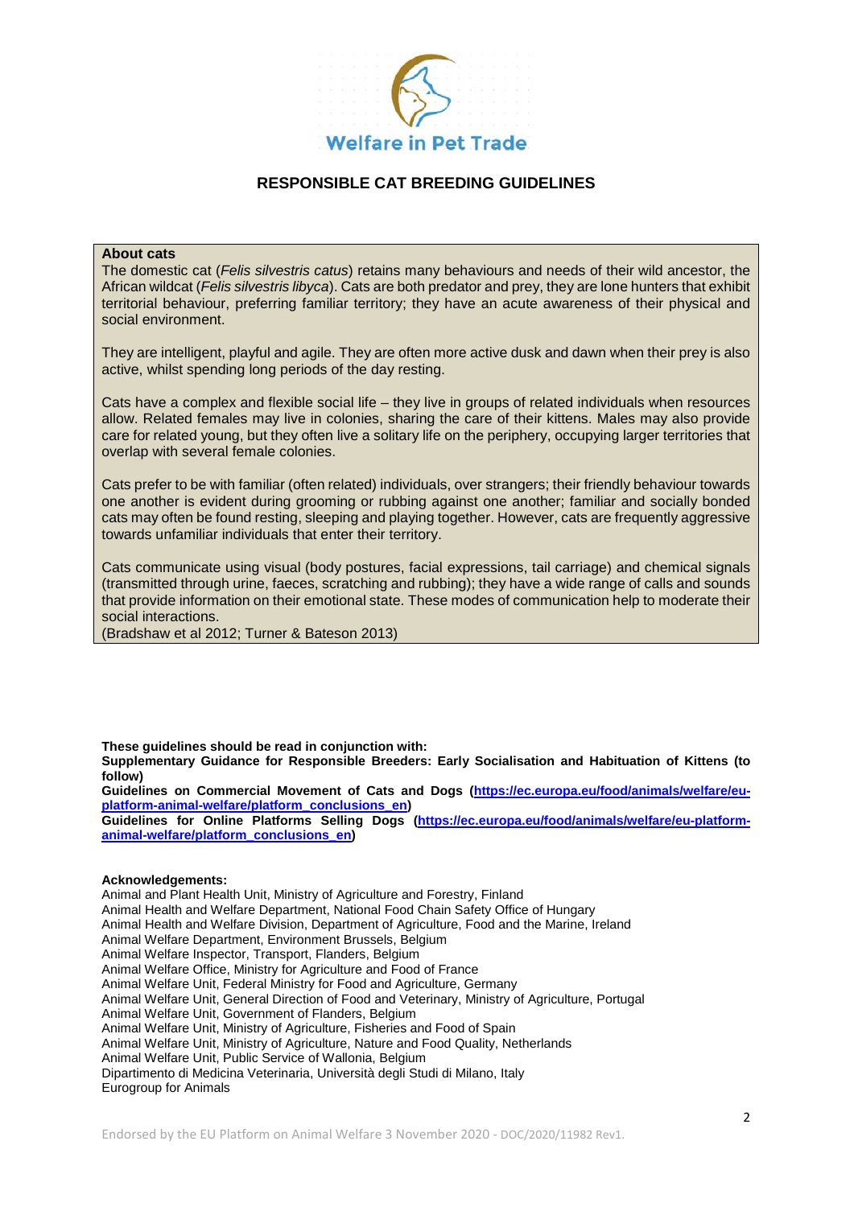Welfare in Pet Trade

# RESPONSIBLE CAT BREEDING GUIDELINES

**About cats**

The domestic cat (*Felis silvestris catus*) retains many behaviours and needs of their wild ancestor, the African wildcat (*Felis silvestris libyca*). Cats are both predator and prey, they are lone hunters that exhibit territorial behaviour, preferring familiar territory; they have an acute awareness of their physical and social environment.

They are intelligent, playful and agile. They are often more active dusk and dawn when their prey is also active, whilst spending long periods of the day resting.

Cats have a complex and flexible social life – they live in groups of related individuals when resources allow. Related females may live in colonies, sharing the care of their kittens. Males may also provide care for related young, but they often live a solitary life on the periphery, occupying larger territories that overlap with several female colonies.

Cats prefer to be with familiar (often related) individuals, over strangers; their friendly behaviour towards one another is evident during grooming or rubbing against one another; familiar and socially bonded cats may often be found resting, sleeping and playing together. However, cats are frequently aggressive towards unfamiliar individuals that enter their territory.

Cats communicate using visual (body postures, facial expressions, tail carriage) and chemical signals (transmitted through urine, faeces, scratching and rubbing); they have a wide range of calls and sounds that provide information on their emotional state. These modes of communication help to moderate their social interactions.

(Bradshaw et al 2012; Turner & Bateson 2013)

**These guidelines should be read in conjunction with:**

**Supplementary Guidance for Responsible Breeders: Early Socialisation and Habituation of Kittens (to follow)**

**Guidelines on Commercial Movement of Cats and Dogs (https://ec.europa.eu/food/animals/welfare/eu-platform-animal-welfare/platform_conclusions_en)**

**Guidelines for Online Platforms Selling Dogs (https://ec.europa.eu/food/animals/welfare/eu-platform-animal-welfare/platform_conclusions_en)**

**Acknowledgements:**

Animal and Plant Health Unit, Ministry of Agriculture and Forestry, Finland
Animal Health and Welfare Department, National Food Chain Safety Office of Hungary
Animal Health and Welfare Division, Department of Agriculture, Food and the Marine, Ireland
Animal Welfare Department, Environment Brussels, Belgium
Animal Welfare Inspector, Transport, Flanders, Belgium
Animal Welfare Office, Ministry for Agriculture and Food of France
Animal Welfare Unit, Federal Ministry for Food and Agriculture, Germany
Animal Welfare Unit, General Direction of Food and Veterinary, Ministry of Agriculture, Portugal
Animal Welfare Unit, Government of Flanders, Belgium
Animal Welfare Unit, Ministry of Agriculture, Fisheries and Food of Spain
Animal Welfare Unit, Ministry of Agriculture, Nature and Food Quality, Netherlands
Animal Welfare Unit, Public Service of Wallonia, Belgium
Dipartimento di Medicina Veterinaria, Università degli Studi di Milano, Italy
Eurogroup for Animals

Endorsed by the EU Platform on Animal Welfare 3 November 2020 - DOC/2020/11982 Rev1.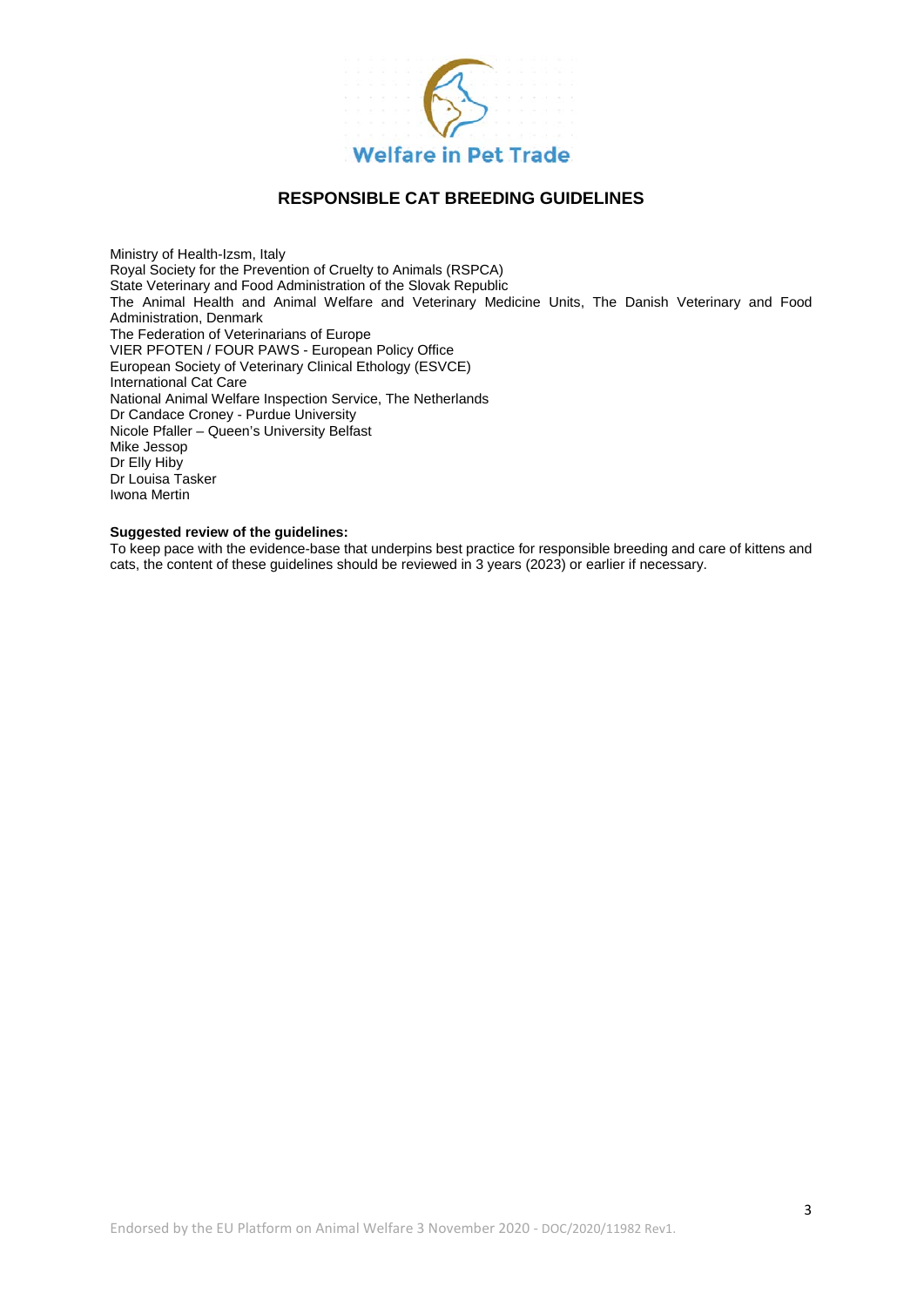Welfare in Pet Trade

# RESPONSIBLE CAT BREEDING GUIDELINES

Ministry of Health-Izsm, Italy
Royal Society for the Prevention of Cruelty to Animals (RSPCA)
State Veterinary and Food Administration of the Slovak Republic
The Animal Health and Animal Welfare and Veterinary Medicine Units, The Danish Veterinary and Food Administration, Denmark
The Federation of Veterinarians of Europe
VIER PFOTEN / FOUR PAWS - European Policy Office
European Society of Veterinary Clinical Ethology (ESVCE)
International Cat Care
National Animal Welfare Inspection Service, The Netherlands
Dr Candace Croney - Purdue University
Nicole Pfaller – Queen's University Belfast
Mike Jessop
Dr Elly Hiby
Dr Louisa Tasker
Iwona Mertin

**Suggested review of the guidelines:**
To keep pace with the evidence-base that underpins best practice for responsible breeding and care of kittens and cats, the content of these guidelines should be reviewed in 3 years (2023) or earlier if necessary.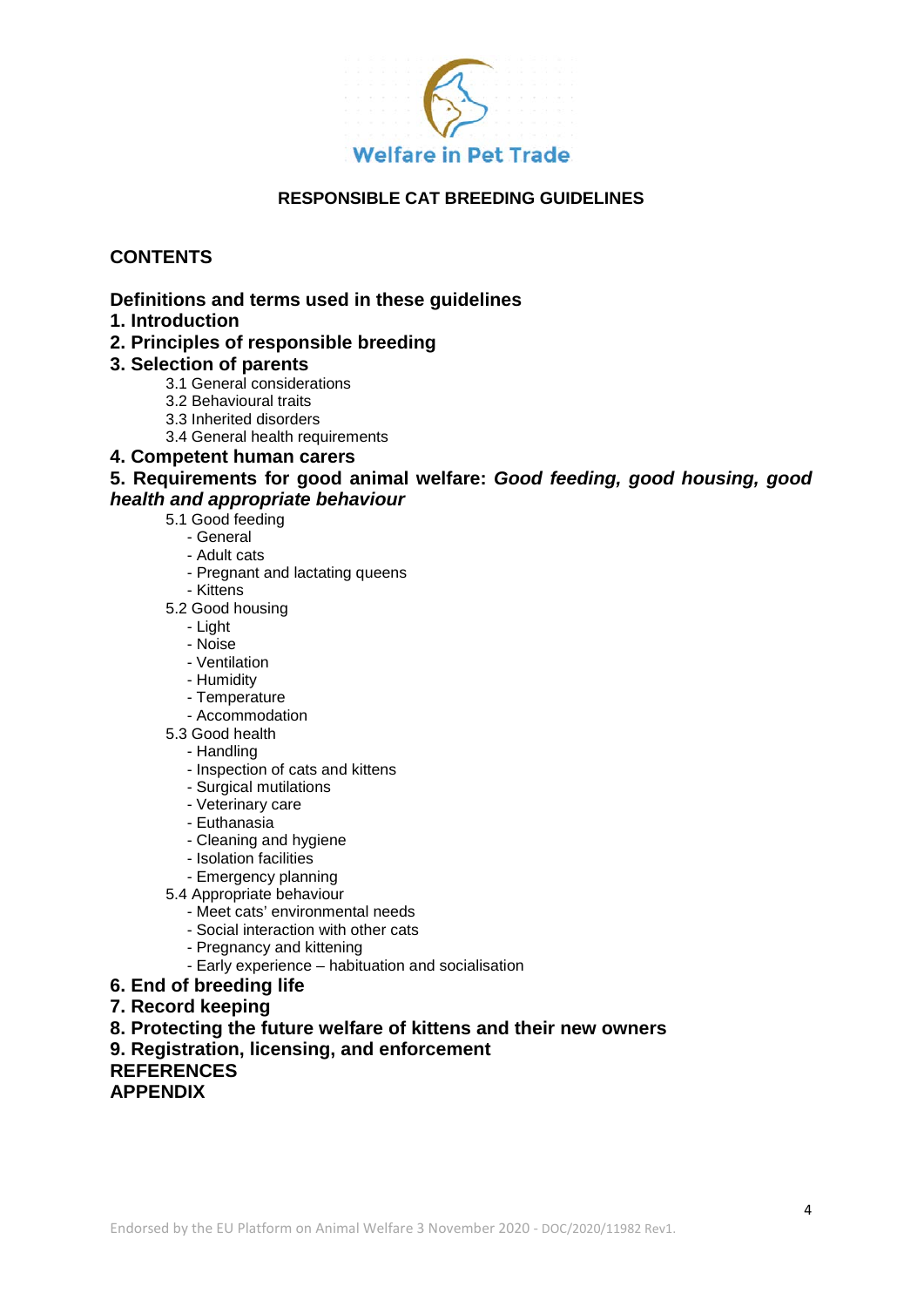Welfare in Pet Trade

# RESPONSIBLE CAT BREEDING GUIDELINES

## CONTENTS

**Definitions and terms used in these guidelines**

**1. Introduction**

**2. Principles of responsible breeding**

**3. Selection of parents**

- 3.1 General considerations
- 3.2 Behavioural traits
- 3.3 Inherited disorders
- 3.4 General health requirements

**4. Competent human carers**

**5. Requirements for good animal welfare: *Good feeding, good housing, good health and appropriate behaviour***

- 5.1 Good feeding
  - General
  - Adult cats
  - Pregnant and lactating queens
  - Kittens
- 5.2 Good housing
  - Light
  - Noise
  - Ventilation
  - Humidity
  - Temperature
  - Accommodation
- 5.3 Good health
  - Handling
  - Inspection of cats and kittens
  - Surgical mutilations
  - Veterinary care
  - Euthanasia
  - Cleaning and hygiene
  - Isolation facilities
  - Emergency planning
- 5.4 Appropriate behaviour
  - Meet cats' environmental needs
  - Social interaction with other cats
  - Pregnancy and kittening
  - Early experience – habituation and socialisation

**6. End of breeding life**

**7. Record keeping**

**8. Protecting the future welfare of kittens and their new owners**

**9. Registration, licensing, and enforcement**

**REFERENCES**

**APPENDIX**

Endorsed by the EU Platform on Animal Welfare 3 November 2020 - DOC/2020/11982 Rev1.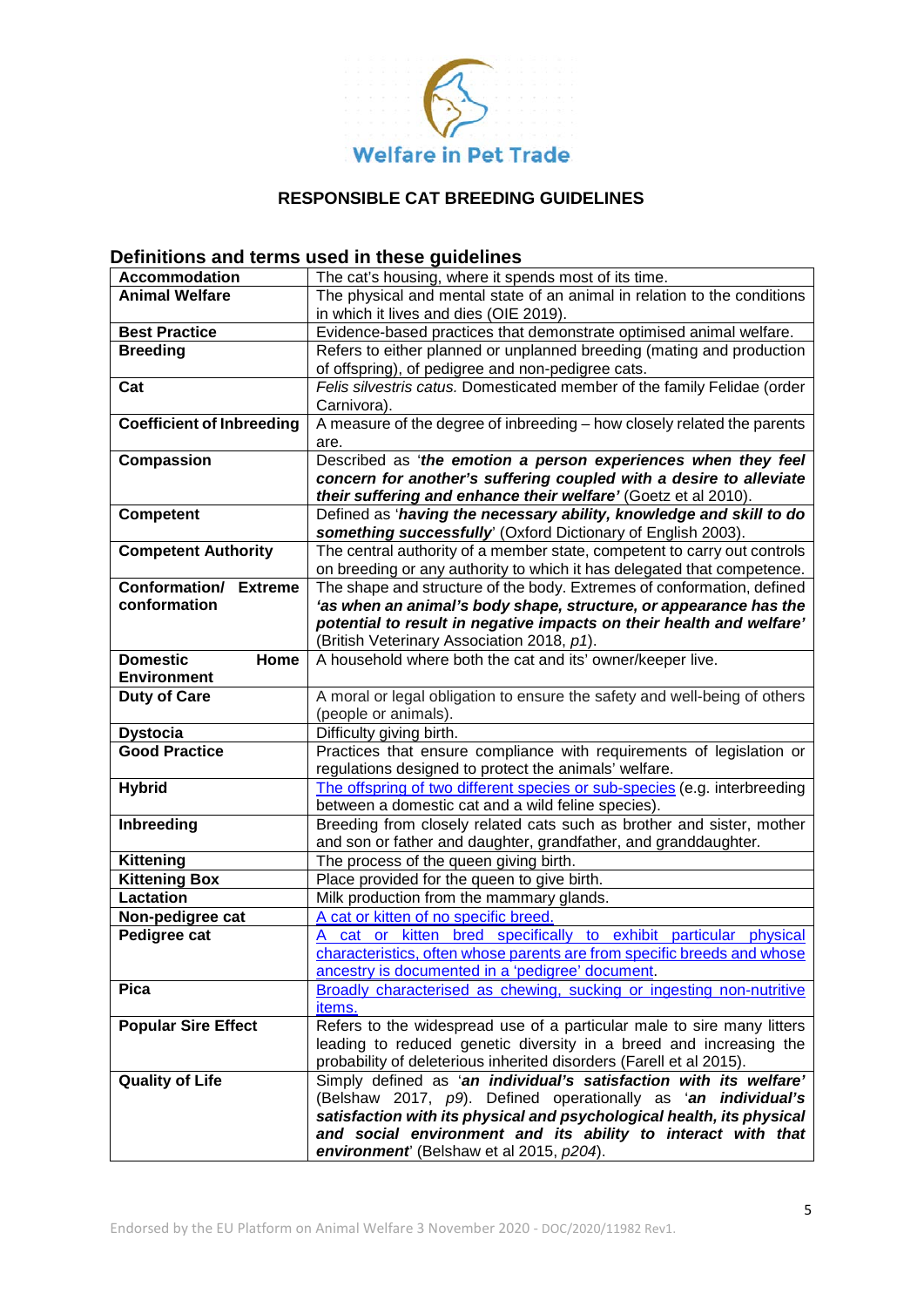**Welfare in Pet Trade**

# RESPONSIBLE CAT BREEDING GUIDELINES

## Definitions and terms used in these guidelines

| | |
|---|---|
| **Accommodation** | The cat's housing, where it spends most of its time. |
| **Animal Welfare** | The physical and mental state of an animal in relation to the conditions in which it lives and dies (OIE 2019). |
| **Best Practice** | Evidence-based practices that demonstrate optimised animal welfare. |
| **Breeding** | Refers to either planned or unplanned breeding (mating and production of offspring), of pedigree and non-pedigree cats. |
| **Cat** | *Felis silvestris catus.* Domesticated member of the family Felidae (order Carnivora). |
| **Coefficient of Inbreeding** | A measure of the degree of inbreeding – how closely related the parents are. |
| **Compassion** | Described as '***the emotion a person experiences when they feel concern for another's suffering coupled with a desire to alleviate their suffering and enhance their welfare'*** (Goetz et al 2010). |
| **Competent** | Defined as '***having the necessary ability, knowledge and skill to do something successfully***' (Oxford Dictionary of English 2003). |
| **Competent Authority** | The central authority of a member state, competent to carry out controls on breeding or any authority to which it has delegated that competence. |
| **Conformation/ Extreme conformation** | The shape and structure of the body. Extremes of conformation, defined ***'as when an animal's body shape, structure, or appearance has the potential to result in negative impacts on their health and welfare'*** (British Veterinary Association 2018, *p1*). |
| **Domestic Home Environment** | A household where both the cat and its' owner/keeper live. |
| **Duty of Care** | A moral or legal obligation to ensure the safety and well-being of others (people or animals). |
| **Dystocia** | Difficulty giving birth. |
| **Good Practice** | Practices that ensure compliance with requirements of legislation or regulations designed to protect the animals' welfare. |
| **Hybrid** | The offspring of two different species or sub-species (e.g. interbreeding between a domestic cat and a wild feline species). |
| **Inbreeding** | Breeding from closely related cats such as brother and sister, mother and son or father and daughter, grandfather, and granddaughter. |
| **Kittening** | The process of the queen giving birth. |
| **Kittening Box** | Place provided for the queen to give birth. |
| **Lactation** | Milk production from the mammary glands. |
| **Non-pedigree cat** | A cat or kitten of no specific breed. |
| **Pedigree cat** | A cat or kitten bred specifically to exhibit particular physical characteristics, often whose parents are from specific breeds and whose ancestry is documented in a 'pedigree' document. |
| **Pica** | Broadly characterised as chewing, sucking or ingesting non-nutritive items. |
| **Popular Sire Effect** | Refers to the widespread use of a particular male to sire many litters leading to reduced genetic diversity in a breed and increasing the probability of deleterious inherited disorders (Farell et al 2015). |
| **Quality of Life** | Simply defined as '***an individual's satisfaction with its welfare'*** (Belshaw 2017, *p9*). Defined operationally as '***an individual's satisfaction with its physical and psychological health, its physical and social environment and its ability to interact with that environment***' (Belshaw et al 2015, *p204*). |

Endorsed by the EU Platform on Animal Welfare 3 November 2020 - DOC/2020/11982 Rev1.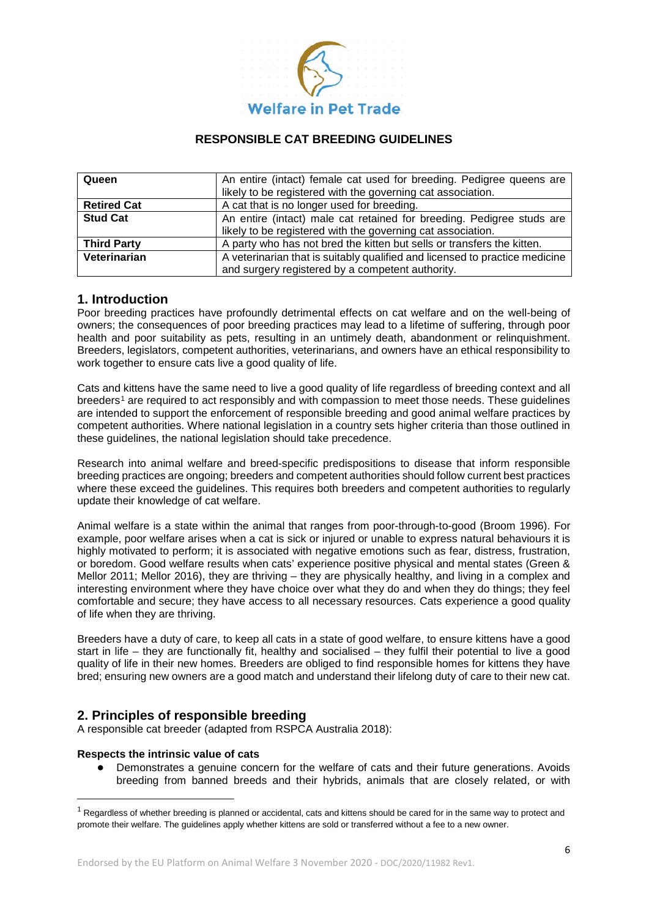**RESPONSIBLE CAT BREEDING GUIDELINES**

| | |
|---|---|
| **Queen** | An entire (intact) female cat used for breeding. Pedigree queens are likely to be registered with the governing cat association. |
| **Retired Cat** | A cat that is no longer used for breeding. |
| **Stud Cat** | An entire (intact) male cat retained for breeding. Pedigree studs are likely to be registered with the governing cat association. |
| **Third Party** | A party who has not bred the kitten but sells or transfers the kitten. |
| **Veterinarian** | A veterinarian that is suitably qualified and licensed to practice medicine and surgery registered by a competent authority. |

## 1. Introduction

Poor breeding practices have profoundly detrimental effects on cat welfare and on the well-being of owners; the consequences of poor breeding practices may lead to a lifetime of suffering, through poor health and poor suitability as pets, resulting in an untimely death, abandonment or relinquishment. Breeders, legislators, competent authorities, veterinarians, and owners have an ethical responsibility to work together to ensure cats live a good quality of life.

Cats and kittens have the same need to live a good quality of life regardless of breeding context and all breeders[1] are required to act responsibly and with compassion to meet those needs. These guidelines are intended to support the enforcement of responsible breeding and good animal welfare practices by competent authorities. Where national legislation in a country sets higher criteria than those outlined in these guidelines, the national legislation should take precedence.

Research into animal welfare and breed-specific predispositions to disease that inform responsible breeding practices are ongoing; breeders and competent authorities should follow current best practices where these exceed the guidelines. This requires both breeders and competent authorities to regularly update their knowledge of cat welfare.

Animal welfare is a state within the animal that ranges from poor-through-to-good (Broom 1996). For example, poor welfare arises when a cat is sick or injured or unable to express natural behaviours it is highly motivated to perform; it is associated with negative emotions such as fear, distress, frustration, or boredom. Good welfare results when cats' experience positive physical and mental states (Green & Mellor 2011; Mellor 2016), they are thriving – they are physically healthy, and living in a complex and interesting environment where they have choice over what they do and when they do things; they feel comfortable and secure; they have access to all necessary resources. Cats experience a good quality of life when they are thriving.

Breeders have a duty of care, to keep all cats in a state of good welfare, to ensure kittens have a good start in life – they are functionally fit, healthy and socialised – they fulfil their potential to live a good quality of life in their new homes. Breeders are obliged to find responsible homes for kittens they have bred; ensuring new owners are a good match and understand their lifelong duty of care to their new cat.

## 2. Principles of responsible breeding

A responsible cat breeder (adapted from RSPCA Australia 2018):

**Respects the intrinsic value of cats**

- Demonstrates a genuine concern for the welfare of cats and their future generations. Avoids breeding from banned breeds and their hybrids, animals that are closely related, or with

[1] Regardless of whether breeding is planned or accidental, cats and kittens should be cared for in the same way to protect and promote their welfare. The guidelines apply whether kittens are sold or transferred without a fee to a new owner.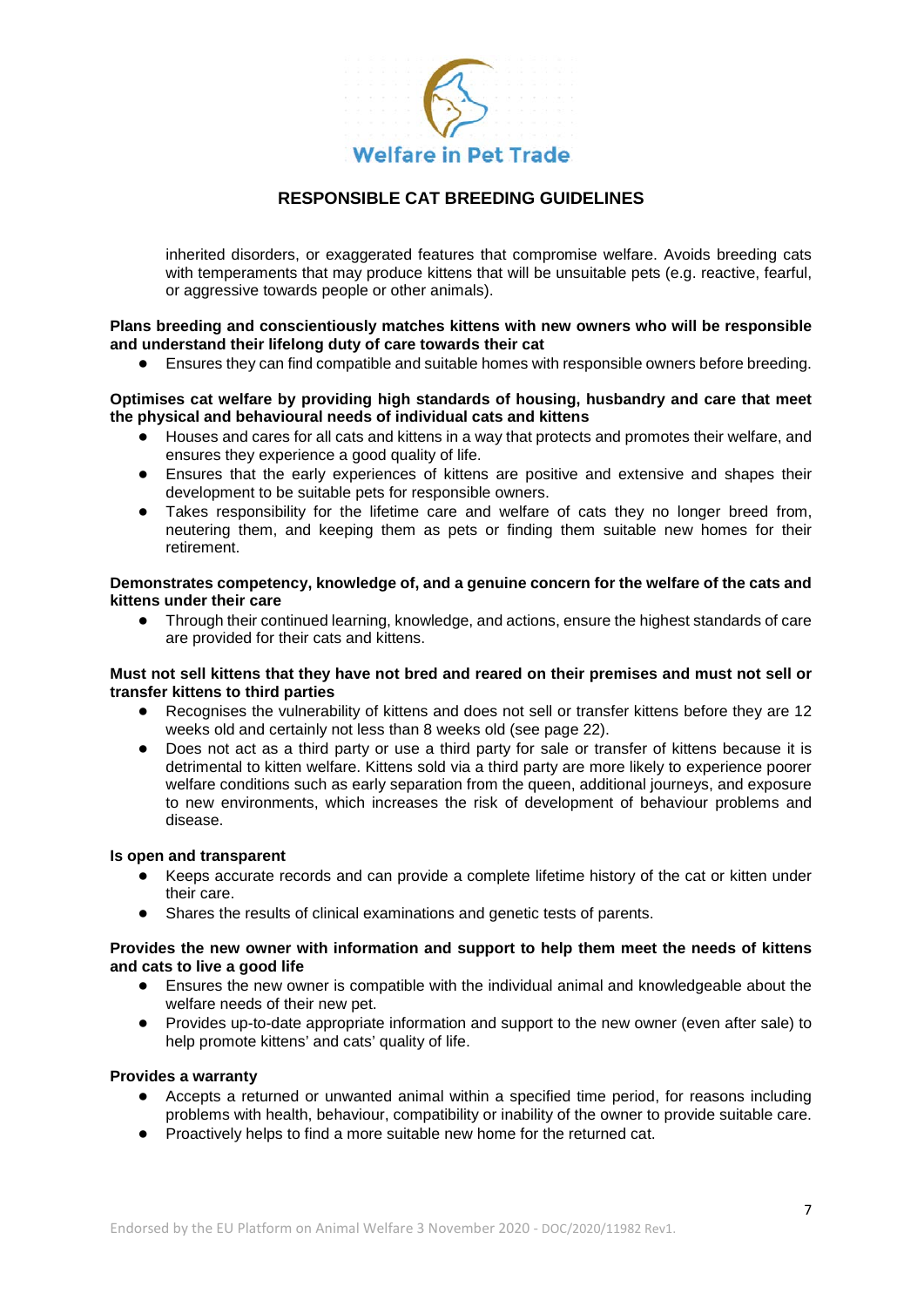inherited disorders, or exaggerated features that compromise welfare. Avoids breeding cats with temperaments that may produce kittens that will be unsuitable pets (e.g. reactive, fearful, or aggressive towards people or other animals).

**Plans breeding and conscientiously matches kittens with new owners who will be responsible and understand their lifelong duty of care towards their cat**

- Ensures they can find compatible and suitable homes with responsible owners before breeding.

**Optimises cat welfare by providing high standards of housing, husbandry and care that meet the physical and behavioural needs of individual cats and kittens**

- Houses and cares for all cats and kittens in a way that protects and promotes their welfare, and ensures they experience a good quality of life.
- Ensures that the early experiences of kittens are positive and extensive and shapes their development to be suitable pets for responsible owners.
- Takes responsibility for the lifetime care and welfare of cats they no longer breed from, neutering them, and keeping them as pets or finding them suitable new homes for their retirement.

**Demonstrates competency, knowledge of, and a genuine concern for the welfare of the cats and kittens under their care**

- Through their continued learning, knowledge, and actions, ensure the highest standards of care are provided for their cats and kittens.

**Must not sell kittens that they have not bred and reared on their premises and must not sell or transfer kittens to third parties**

- Recognises the vulnerability of kittens and does not sell or transfer kittens before they are 12 weeks old and certainly not less than 8 weeks old (see page 22).
- Does not act as a third party or use a third party for sale or transfer of kittens because it is detrimental to kitten welfare. Kittens sold via a third party are more likely to experience poorer welfare conditions such as early separation from the queen, additional journeys, and exposure to new environments, which increases the risk of development of behaviour problems and disease.

**Is open and transparent**

- Keeps accurate records and can provide a complete lifetime history of the cat or kitten under their care.
- Shares the results of clinical examinations and genetic tests of parents.

**Provides the new owner with information and support to help them meet the needs of kittens and cats to live a good life**

- Ensures the new owner is compatible with the individual animal and knowledgeable about the welfare needs of their new pet.
- Provides up-to-date appropriate information and support to the new owner (even after sale) to help promote kittens' and cats' quality of life.

**Provides a warranty**

- Accepts a returned or unwanted animal within a specified time period, for reasons including problems with health, behaviour, compatibility or inability of the owner to provide suitable care.
- Proactively helps to find a more suitable new home for the returned cat.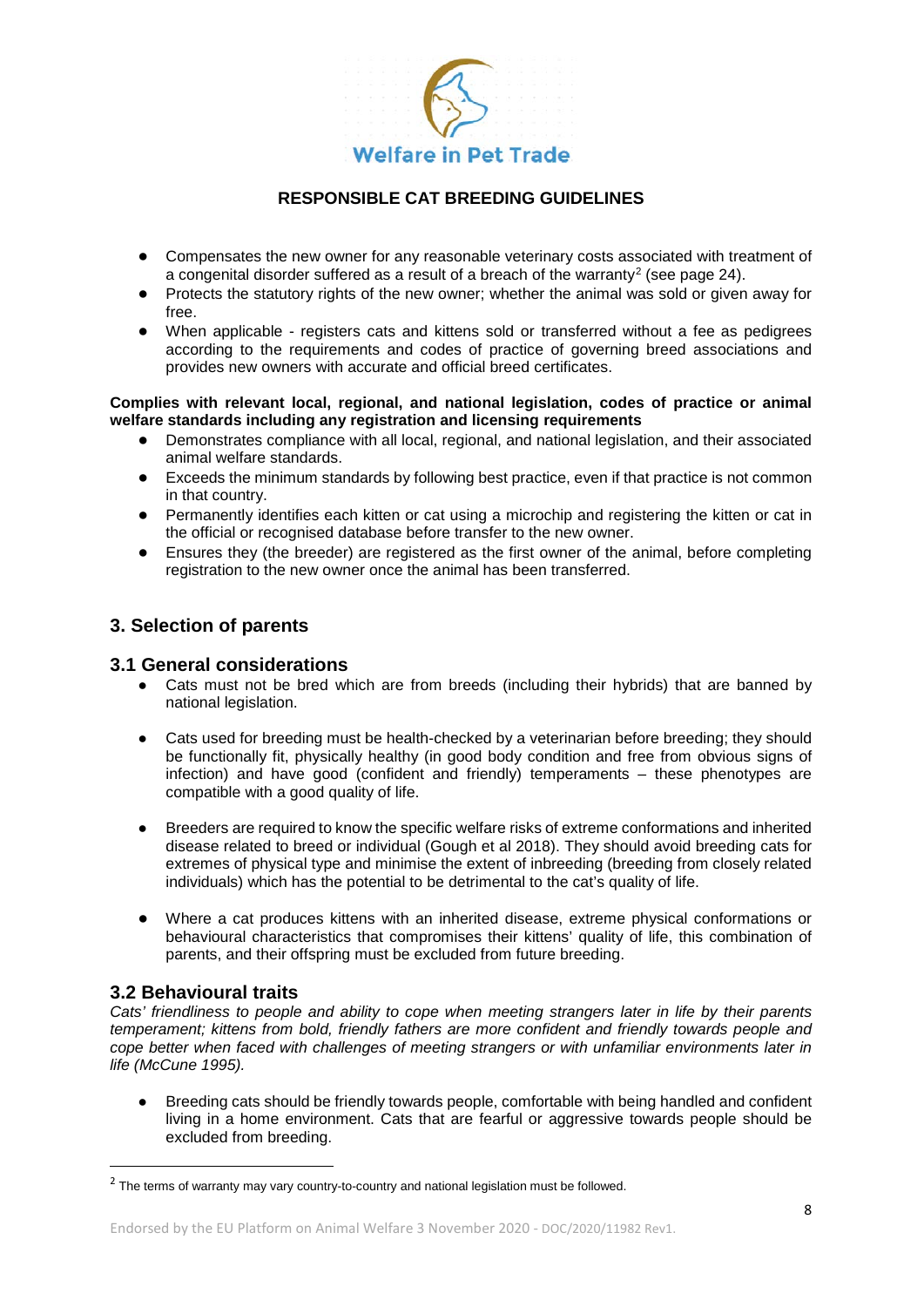- Compensates the new owner for any reasonable veterinary costs associated with treatment of a congenital disorder suffered as a result of a breach of the warranty[2] (see page 24).
- Protects the statutory rights of the new owner; whether the animal was sold or given away for free.
- When applicable - registers cats and kittens sold or transferred without a fee as pedigrees according to the requirements and codes of practice of governing breed associations and provides new owners with accurate and official breed certificates.

**Complies with relevant local, regional, and national legislation, codes of practice or animal welfare standards including any registration and licensing requirements**

- Demonstrates compliance with all local, regional, and national legislation, and their associated animal welfare standards.
- Exceeds the minimum standards by following best practice, even if that practice is not common in that country.
- Permanently identifies each kitten or cat using a microchip and registering the kitten or cat in the official or recognised database before transfer to the new owner.
- Ensures they (the breeder) are registered as the first owner of the animal, before completing registration to the new owner once the animal has been transferred.

## 3. Selection of parents

### 3.1 General considerations

- Cats must not be bred which are from breeds (including their hybrids) that are banned by national legislation.
- Cats used for breeding must be health-checked by a veterinarian before breeding; they should be functionally fit, physically healthy (in good body condition and free from obvious signs of infection) and have good (confident and friendly) temperaments – these phenotypes are compatible with a good quality of life.
- Breeders are required to know the specific welfare risks of extreme conformations and inherited disease related to breed or individual (Gough et al 2018). They should avoid breeding cats for extremes of physical type and minimise the extent of inbreeding (breeding from closely related individuals) which has the potential to be detrimental to the cat's quality of life.
- Where a cat produces kittens with an inherited disease, extreme physical conformations or behavioural characteristics that compromises their kittens' quality of life, this combination of parents, and their offspring must be excluded from future breeding.

### 3.2 Behavioural traits

*Cats' friendliness to people and ability to cope when meeting strangers later in life by their parents temperament; kittens from bold, friendly fathers are more confident and friendly towards people and cope better when faced with challenges of meeting strangers or with unfamiliar environments later in life (McCune 1995).*

- Breeding cats should be friendly towards people, comfortable with being handled and confident living in a home environment. Cats that are fearful or aggressive towards people should be excluded from breeding.

[2] The terms of warranty may vary country-to-country and national legislation must be followed.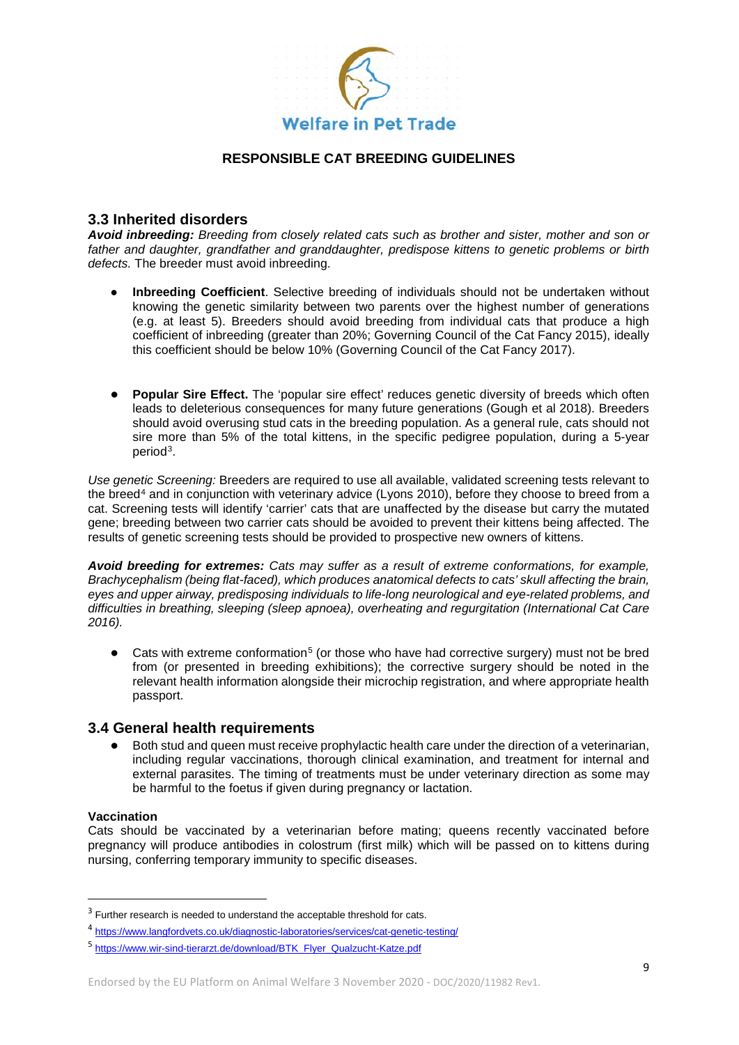## 3.3 Inherited disorders

***Avoid inbreeding:*** *Breeding from closely related cats such as brother and sister, mother and son or father and daughter, grandfather and granddaughter, predispose kittens to genetic problems or birth defects.* The breeder must avoid inbreeding.

- **Inbreeding Coefficient**. Selective breeding of individuals should not be undertaken without knowing the genetic similarity between two parents over the highest number of generations (e.g. at least 5). Breeders should avoid breeding from individual cats that produce a high coefficient of inbreeding (greater than 20%; Governing Council of the Cat Fancy 2015), ideally this coefficient should be below 10% (Governing Council of the Cat Fancy 2017).

- **Popular Sire Effect.** The 'popular sire effect' reduces genetic diversity of breeds which often leads to deleterious consequences for many future generations (Gough et al 2018). Breeders should avoid overusing stud cats in the breeding population. As a general rule, cats should not sire more than 5% of the total kittens, in the specific pedigree population, during a 5-year period[3].

*Use genetic Screening:* Breeders are required to use all available, validated screening tests relevant to the breed[4] and in conjunction with veterinary advice (Lyons 2010), before they choose to breed from a cat. Screening tests will identify 'carrier' cats that are unaffected by the disease but carry the mutated gene; breeding between two carrier cats should be avoided to prevent their kittens being affected. The results of genetic screening tests should be provided to prospective new owners of kittens.

***Avoid breeding for extremes:*** *Cats may suffer as a result of extreme conformations, for example, Brachycephalism (being flat-faced), which produces anatomical defects to cats' skull affecting the brain, eyes and upper airway, predisposing individuals to life-long neurological and eye-related problems, and difficulties in breathing, sleeping (sleep apnoea), overheating and regurgitation (International Cat Care 2016).*

- Cats with extreme conformation[5] (or those who have had corrective surgery) must not be bred from (or presented in breeding exhibitions); the corrective surgery should be noted in the relevant health information alongside their microchip registration, and where appropriate health passport.

## 3.4 General health requirements

- Both stud and queen must receive prophylactic health care under the direction of a veterinarian, including regular vaccinations, thorough clinical examination, and treatment for internal and external parasites. The timing of treatments must be under veterinary direction as some may be harmful to the foetus if given during pregnancy or lactation.

**Vaccination**

Cats should be vaccinated by a veterinarian before mating; queens recently vaccinated before pregnancy will produce antibodies in colostrum (first milk) which will be passed on to kittens during nursing, conferring temporary immunity to specific diseases.

---

[3] Further research is needed to understand the acceptable threshold for cats.

[4] https://www.langfordvets.co.uk/diagnostic-laboratories/services/cat-genetic-testing/

[5] https://www.wir-sind-tierarzt.de/download/BTK_Flyer_Qualzucht-Katze.pdf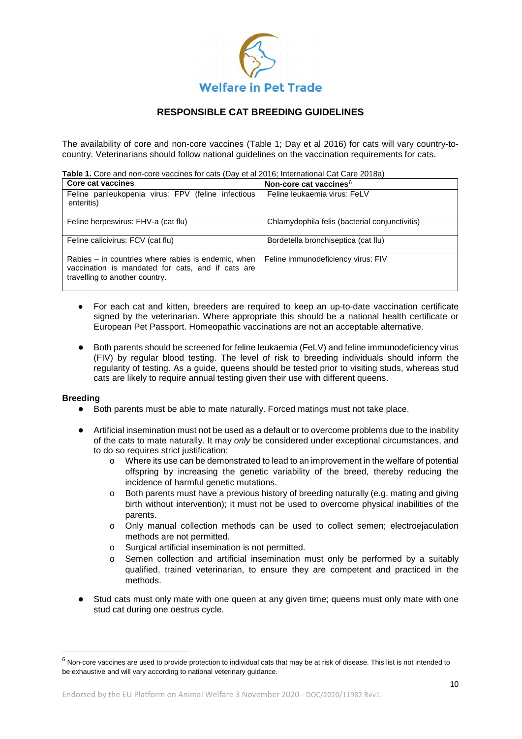The availability of core and non-core vaccines (Table 1; Day et al 2016) for cats will vary country-to-country. Veterinarians should follow national guidelines on the vaccination requirements for cats.

**Table 1.** Core and non-core vaccines for cats (Day et al 2016; International Cat Care 2018a)

| Core cat vaccines | Non-core cat vaccines[6] |
|---|---|
| Feline panleukopenia virus: FPV (feline infectious enteritis) | Feline leukaemia virus: FeLV |
| Feline herpesvirus: FHV-a (cat flu) | Chlamydophila felis (bacterial conjunctivitis) |
| Feline calicivirus: FCV (cat flu) | Bordetella bronchiseptica (cat flu) |
| Rabies – in countries where rabies is endemic, when vaccination is mandated for cats, and if cats are travelling to another country. | Feline immunodeficiency virus: FIV |

- For each cat and kitten, breeders are required to keep an up-to-date vaccination certificate signed by the veterinarian. Where appropriate this should be a national health certificate or European Pet Passport. Homeopathic vaccinations are not an acceptable alternative.
- Both parents should be screened for feline leukaemia (FeLV) and feline immunodeficiency virus (FIV) by regular blood testing. The level of risk to breeding individuals should inform the regularity of testing. As a guide, queens should be tested prior to visiting studs, whereas stud cats are likely to require annual testing given their use with different queens.

**Breeding**

- Both parents must be able to mate naturally. Forced matings must not take place.
- Artificial insemination must not be used as a default or to overcome problems due to the inability of the cats to mate naturally. It may *only* be considered under exceptional circumstances, and to do so requires strict justification:
  - Where its use can be demonstrated to lead to an improvement in the welfare of potential offspring by increasing the genetic variability of the breed, thereby reducing the incidence of harmful genetic mutations.
  - Both parents must have a previous history of breeding naturally (e.g. mating and giving birth without intervention); it must not be used to overcome physical inabilities of the parents.
  - Only manual collection methods can be used to collect semen; electroejaculation methods are not permitted.
  - Surgical artificial insemination is not permitted.
  - Semen collection and artificial insemination must only be performed by a suitably qualified, trained veterinarian, to ensure they are competent and practiced in the methods.
- Stud cats must only mate with one queen at any given time; queens must only mate with one stud cat during one oestrus cycle.

[6] Non-core vaccines are used to provide protection to individual cats that may be at risk of disease. This list is not intended to be exhaustive and will vary according to national veterinary guidance.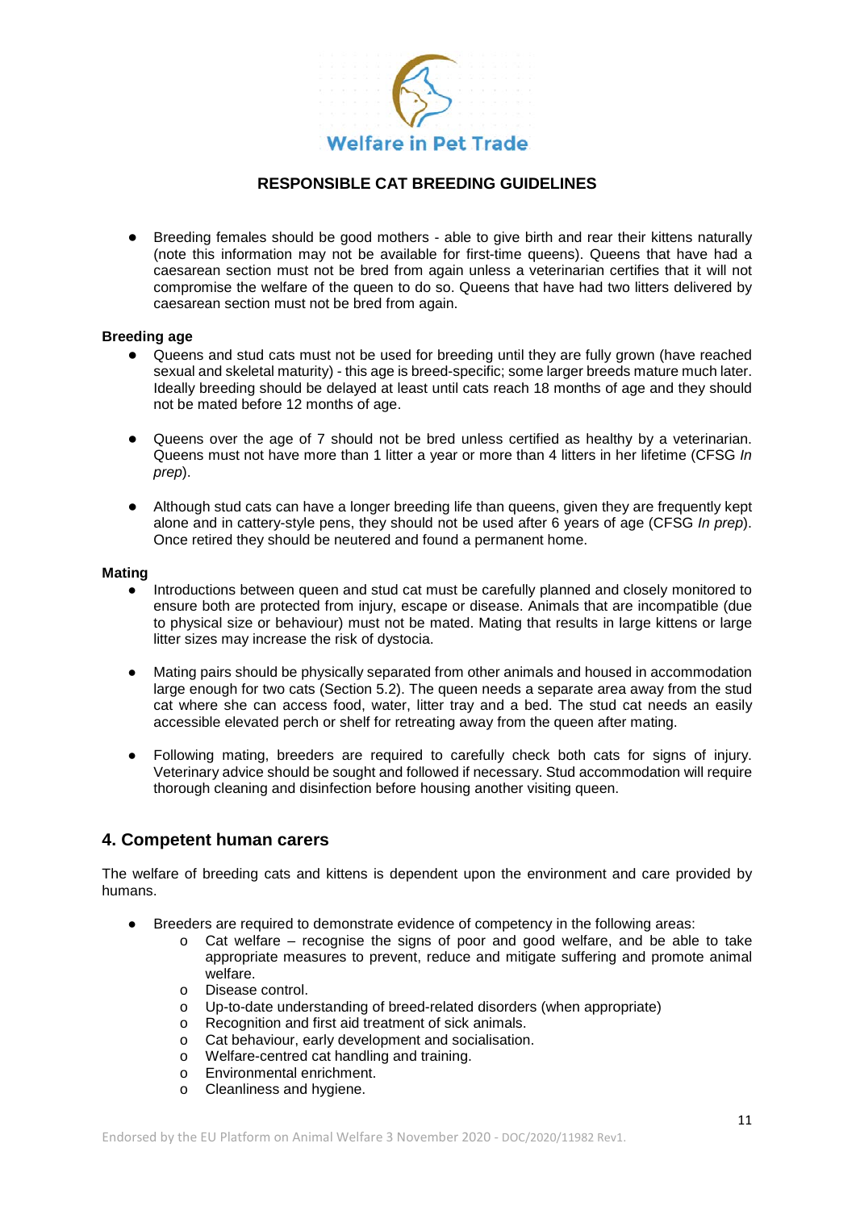- Breeding females should be good mothers - able to give birth and rear their kittens naturally (note this information may not be available for first-time queens). Queens that have had a caesarean section must not be bred from again unless a veterinarian certifies that it will not compromise the welfare of the queen to do so. Queens that have had two litters delivered by caesarean section must not be bred from again.

**Breeding age**

- Queens and stud cats must not be used for breeding until they are fully grown (have reached sexual and skeletal maturity) - this age is breed-specific; some larger breeds mature much later. Ideally breeding should be delayed at least until cats reach 18 months of age and they should not be mated before 12 months of age.

- Queens over the age of 7 should not be bred unless certified as healthy by a veterinarian. Queens must not have more than 1 litter a year or more than 4 litters in her lifetime (CFSG *In prep*).

- Although stud cats can have a longer breeding life than queens, given they are frequently kept alone and in cattery-style pens, they should not be used after 6 years of age (CFSG *In prep*). Once retired they should be neutered and found a permanent home.

**Mating**

- Introductions between queen and stud cat must be carefully planned and closely monitored to ensure both are protected from injury, escape or disease. Animals that are incompatible (due to physical size or behaviour) must not be mated. Mating that results in large kittens or large litter sizes may increase the risk of dystocia.

- Mating pairs should be physically separated from other animals and housed in accommodation large enough for two cats (Section 5.2). The queen needs a separate area away from the stud cat where she can access food, water, litter tray and a bed. The stud cat needs an easily accessible elevated perch or shelf for retreating away from the queen after mating.

- Following mating, breeders are required to carefully check both cats for signs of injury. Veterinary advice should be sought and followed if necessary. Stud accommodation will require thorough cleaning and disinfection before housing another visiting queen.

## 4. Competent human carers

The welfare of breeding cats and kittens is dependent upon the environment and care provided by humans.

- Breeders are required to demonstrate evidence of competency in the following areas:
  - Cat welfare – recognise the signs of poor and good welfare, and be able to take appropriate measures to prevent, reduce and mitigate suffering and promote animal welfare.
  - Disease control.
  - Up-to-date understanding of breed-related disorders (when appropriate)
  - Recognition and first aid treatment of sick animals.
  - Cat behaviour, early development and socialisation.
  - Welfare-centred cat handling and training.
  - Environmental enrichment.
  - Cleanliness and hygiene.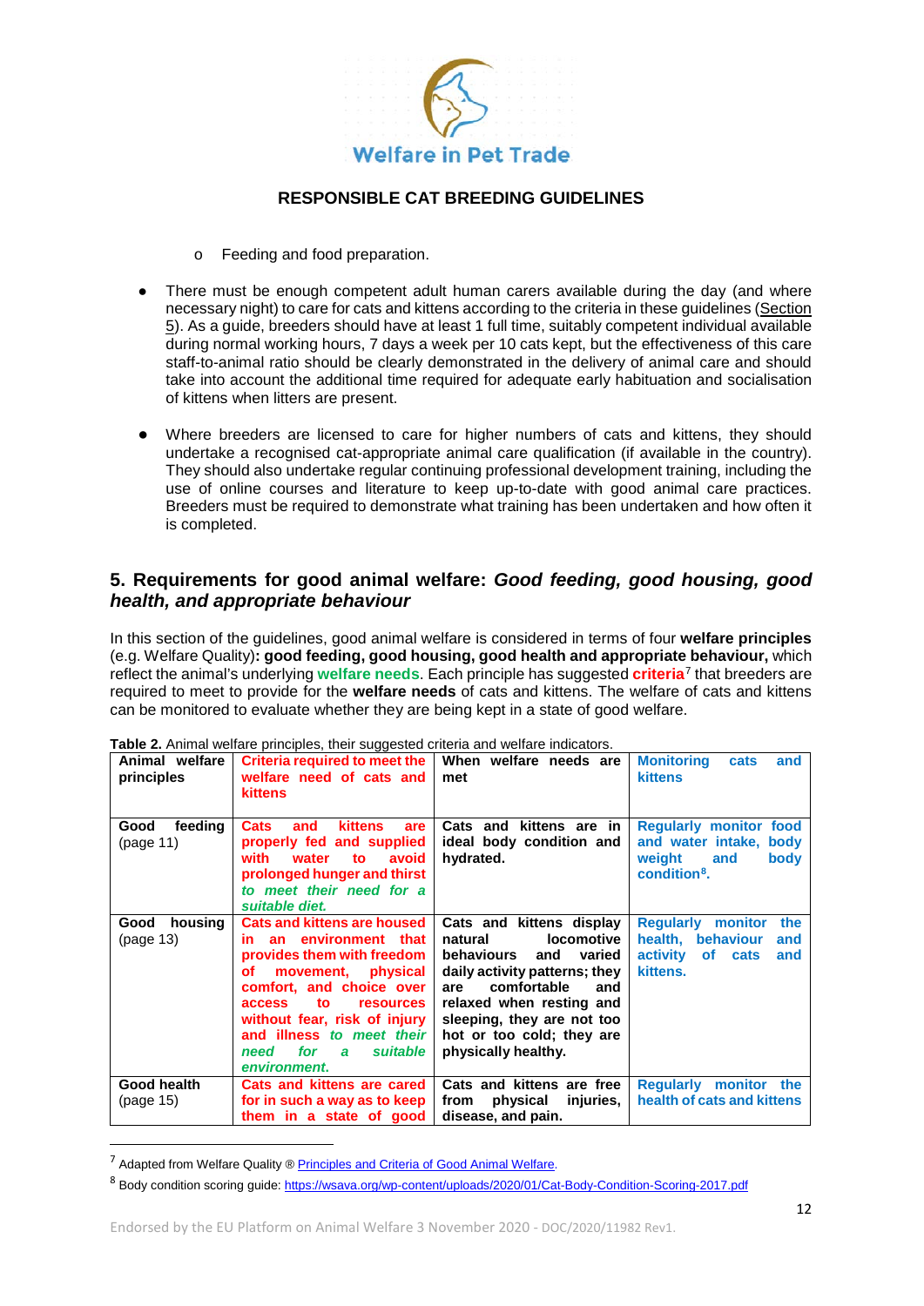- Feeding and food preparation.

- There must be enough competent adult human carers available during the day (and where necessary night) to care for cats and kittens according to the criteria in these guidelines (Section 5). As a guide, breeders should have at least 1 full time, suitably competent individual available during normal working hours, 7 days a week per 10 cats kept, but the effectiveness of this care staff-to-animal ratio should be clearly demonstrated in the delivery of animal care and should take into account the additional time required for adequate early habituation and socialisation of kittens when litters are present.

- Where breeders are licensed to care for higher numbers of cats and kittens, they should undertake a recognised cat-appropriate animal care qualification (if available in the country). They should also undertake regular continuing professional development training, including the use of online courses and literature to keep up-to-date with good animal care practices. Breeders must be required to demonstrate what training has been undertaken and how often it is completed.

## 5. Requirements for good animal welfare: *Good feeding, good housing, good health, and appropriate behaviour*

In this section of the guidelines, good animal welfare is considered in terms of four **welfare principles** (e.g. Welfare Quality)**: good feeding, good housing, good health and appropriate behaviour,** which reflect the animal's underlying **welfare needs**. Each principle has suggested **criteria**[7] that breeders are required to meet to provide for the **welfare needs** of cats and kittens. The welfare of cats and kittens can be monitored to evaluate whether they are being kept in a state of good welfare.

**Table 2.** Animal welfare principles, their suggested criteria and welfare indicators.

| **Animal welfare principles** | **Criteria required to meet the welfare need of cats and kittens** | **When welfare needs are met** | **Monitoring cats and kittens** |
|---|---|---|---|
| **Good feeding** (page 11) | **Cats and kittens are properly fed and supplied with water to avoid prolonged hunger and thirst *to meet their need for a suitable diet.*** | **Cats and kittens are in ideal body condition and hydrated.** | **Regularly monitor food and water intake, body weight and body condition[8].** |
| **Good housing** (page 13) | **Cats and kittens are housed in an environment that provides them with freedom of movement, physical comfort, and choice over access to resources without fear, risk of injury and illness *to meet their need for a suitable environment.*** | **Cats and kittens display natural locomotive behaviours and varied daily activity patterns; they are comfortable and relaxed when resting and sleeping, they are not too hot or too cold; they are physically healthy.** | **Regularly monitor the health, behaviour and activity of cats and kittens.** |
| **Good health** (page 15) | **Cats and kittens are cared for in such a way as to keep them in a state of good** | **Cats and kittens are free from physical injuries, disease, and pain.** | **Regularly monitor the health of cats and kittens** |

[7] Adapted from Welfare Quality ® Principles and Criteria of Good Animal Welfare.

[8] Body condition scoring guide: https://wsava.org/wp-content/uploads/2020/01/Cat-Body-Condition-Scoring-2017.pdf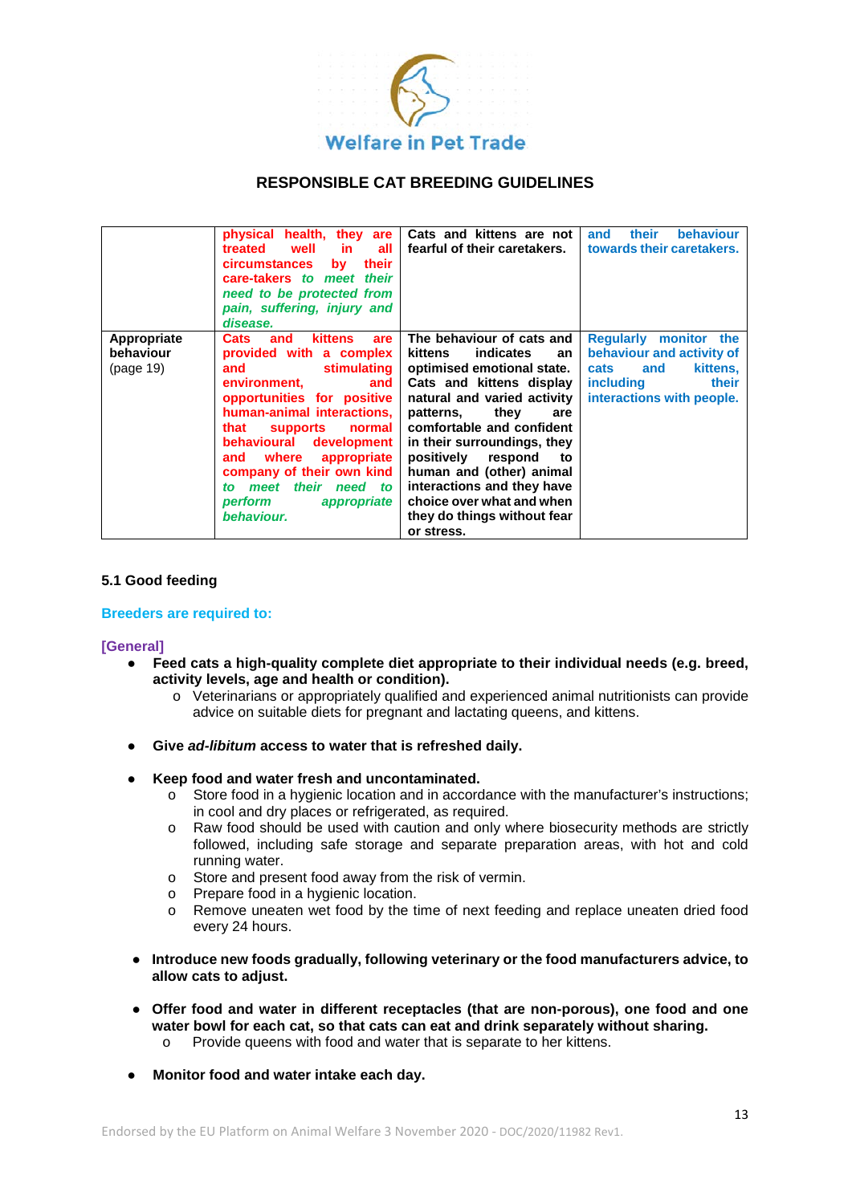| | | | |
|---|---|---|---|
| | **physical health, they are treated well in all circumstances by their care-takers *to meet their need to be protected from pain, suffering, injury and disease.*** | **Cats and kittens are not fearful of their caretakers.** | **and their behaviour towards their caretakers.** |
| Appropriate behaviour (page 19) | **Cats and kittens are provided with a complex and stimulating environment, and opportunities for positive human-animal interactions, that supports normal behavioural development and where appropriate company of their own kind *to meet their need to perform appropriate behaviour.*** | **The behaviour of cats and kittens indicates an optimised emotional state. Cats and kittens display natural and varied activity patterns, they are comfortable and confident in their surroundings, they positively respond to human and (other) animal interactions and they have choice over what and when they do things without fear or stress.** | **Regularly monitor the behaviour and activity of cats and kittens, including their interactions with people.** |

### 5.1 Good feeding

**Breeders are required to:**

**[General]**

- **Feed cats a high-quality complete diet appropriate to their individual needs (e.g. breed, activity levels, age and health or condition).**
  - Veterinarians or appropriately qualified and experienced animal nutritionists can provide advice on suitable diets for pregnant and lactating queens, and kittens.
- **Give *ad-libitum* access to water that is refreshed daily.**
- **Keep food and water fresh and uncontaminated.**
  - Store food in a hygienic location and in accordance with the manufacturer's instructions; in cool and dry places or refrigerated, as required.
  - Raw food should be used with caution and only where biosecurity methods are strictly followed, including safe storage and separate preparation areas, with hot and cold running water.
  - Store and present food away from the risk of vermin.
  - Prepare food in a hygienic location.
  - Remove uneaten wet food by the time of next feeding and replace uneaten dried food every 24 hours.
- **Introduce new foods gradually, following veterinary or the food manufacturers advice, to allow cats to adjust.**
- **Offer food and water in different receptacles (that are non-porous), one food and one water bowl for each cat, so that cats can eat and drink separately without sharing.**
  - Provide queens with food and water that is separate to her kittens.
- **Monitor food and water intake each day.**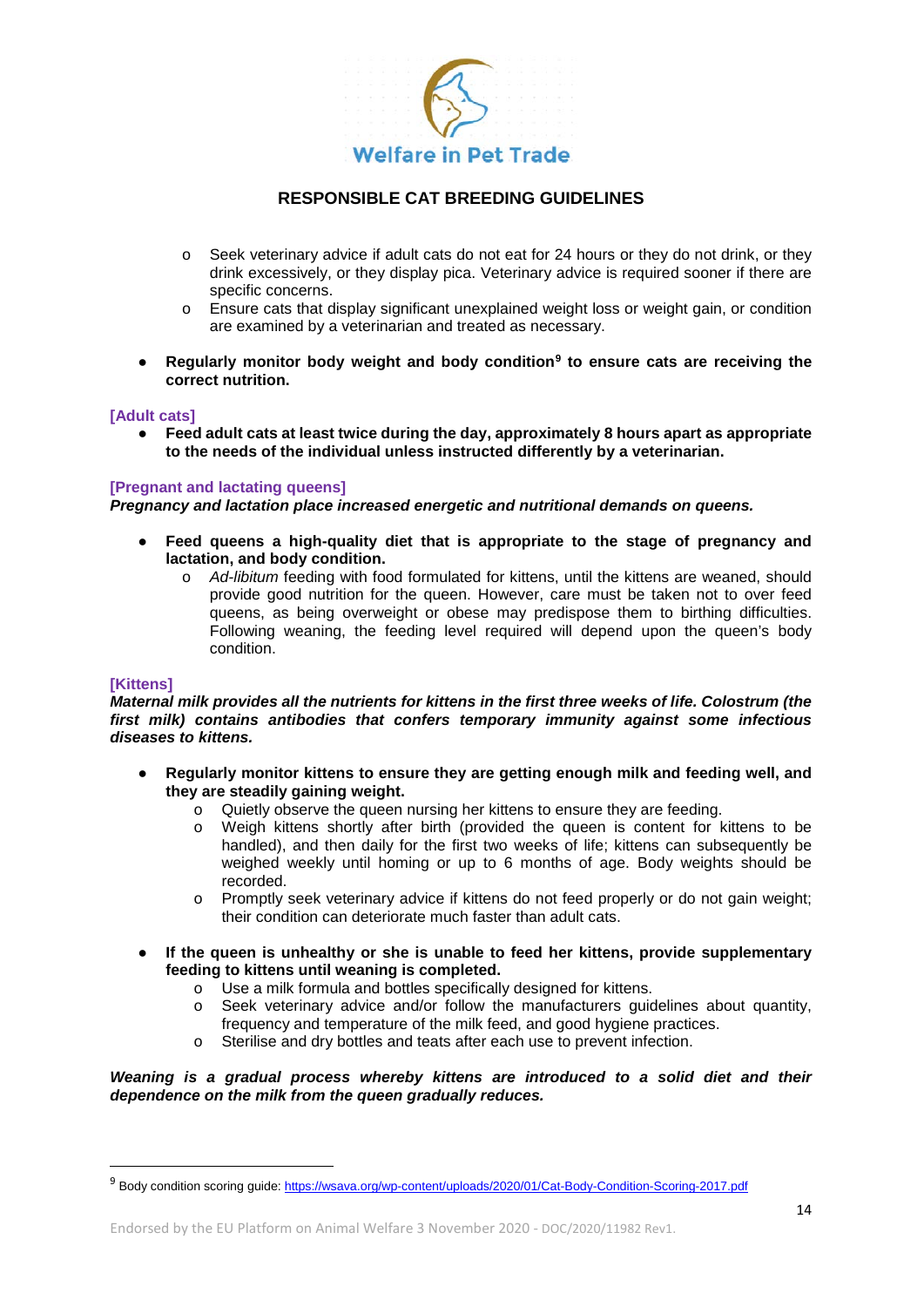- Seek veterinary advice if adult cats do not eat for 24 hours or they do not drink, or they drink excessively, or they display pica. Veterinary advice is required sooner if there are specific concerns.
- Ensure cats that display significant unexplained weight loss or weight gain, or condition are examined by a veterinarian and treated as necessary.

- **Regularly monitor body weight and body condition[9] to ensure cats are receiving the correct nutrition.**

### [Adult cats]

- **Feed adult cats at least twice during the day, approximately 8 hours apart as appropriate to the needs of the individual unless instructed differently by a veterinarian.**

### [Pregnant and lactating queens]

***Pregnancy and lactation place increased energetic and nutritional demands on queens.***

- **Feed queens a high-quality diet that is appropriate to the stage of pregnancy and lactation, and body condition.**
  - *Ad-libitum* feeding with food formulated for kittens, until the kittens are weaned, should provide good nutrition for the queen. However, care must be taken not to over feed queens, as being overweight or obese may predispose them to birthing difficulties. Following weaning, the feeding level required will depend upon the queen's body condition.

### [Kittens]

***Maternal milk provides all the nutrients for kittens in the first three weeks of life. Colostrum (the first milk) contains antibodies that confers temporary immunity against some infectious diseases to kittens.***

- **Regularly monitor kittens to ensure they are getting enough milk and feeding well, and they are steadily gaining weight.**
  - Quietly observe the queen nursing her kittens to ensure they are feeding.
  - Weigh kittens shortly after birth (provided the queen is content for kittens to be handled), and then daily for the first two weeks of life; kittens can subsequently be weighed weekly until homing or up to 6 months of age. Body weights should be recorded.
  - Promptly seek veterinary advice if kittens do not feed properly or do not gain weight; their condition can deteriorate much faster than adult cats.

- **If the queen is unhealthy or she is unable to feed her kittens, provide supplementary feeding to kittens until weaning is completed.**
  - Use a milk formula and bottles specifically designed for kittens.
  - Seek veterinary advice and/or follow the manufacturers guidelines about quantity, frequency and temperature of the milk feed, and good hygiene practices.
  - Sterilise and dry bottles and teats after each use to prevent infection.

***Weaning is a gradual process whereby kittens are introduced to a solid diet and their dependence on the milk from the queen gradually reduces.***

---

[9] Body condition scoring guide: https://wsava.org/wp-content/uploads/2020/01/Cat-Body-Condition-Scoring-2017.pdf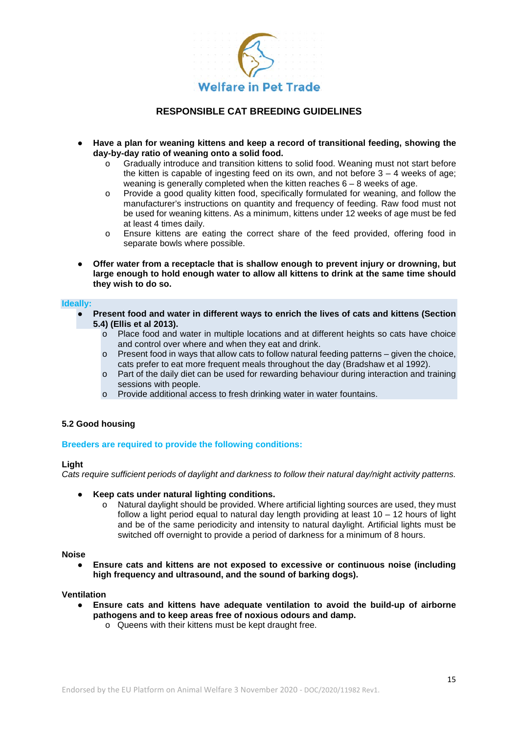# RESPONSIBLE CAT BREEDING GUIDELINES

- **Have a plan for weaning kittens and keep a record of transitional feeding, showing the day-by-day ratio of weaning onto a solid food.**
  - Gradually introduce and transition kittens to solid food. Weaning must not start before the kitten is capable of ingesting feed on its own, and not before 3 – 4 weeks of age; weaning is generally completed when the kitten reaches 6 – 8 weeks of age.
  - Provide a good quality kitten food, specifically formulated for weaning, and follow the manufacturer's instructions on quantity and frequency of feeding. Raw food must not be used for weaning kittens. As a minimum, kittens under 12 weeks of age must be fed at least 4 times daily.
  - Ensure kittens are eating the correct share of the feed provided, offering food in separate bowls where possible.

- **Offer water from a receptacle that is shallow enough to prevent injury or drowning, but large enough to hold enough water to allow all kittens to drink at the same time should they wish to do so.**

**Ideally:**

- **Present food and water in different ways to enrich the lives of cats and kittens (Section 5.4) (Ellis et al 2013).**
  - Place food and water in multiple locations and at different heights so cats have choice and control over where and when they eat and drink.
  - Present food in ways that allow cats to follow natural feeding patterns – given the choice, cats prefer to eat more frequent meals throughout the day (Bradshaw et al 1992).
  - Part of the daily diet can be used for rewarding behaviour during interaction and training sessions with people.
  - Provide additional access to fresh drinking water in water fountains.

### 5.2 Good housing

**Breeders are required to provide the following conditions:**

**Light**

*Cats require sufficient periods of daylight and darkness to follow their natural day/night activity patterns.*

- **Keep cats under natural lighting conditions.**
  - Natural daylight should be provided. Where artificial lighting sources are used, they must follow a light period equal to natural day length providing at least 10 – 12 hours of light and be of the same periodicity and intensity to natural daylight. Artificial lights must be switched off overnight to provide a period of darkness for a minimum of 8 hours.

**Noise**

- **Ensure cats and kittens are not exposed to excessive or continuous noise (including high frequency and ultrasound, and the sound of barking dogs).**

**Ventilation**

- **Ensure cats and kittens have adequate ventilation to avoid the build-up of airborne pathogens and to keep areas free of noxious odours and damp.**
  - Queens with their kittens must be kept draught free.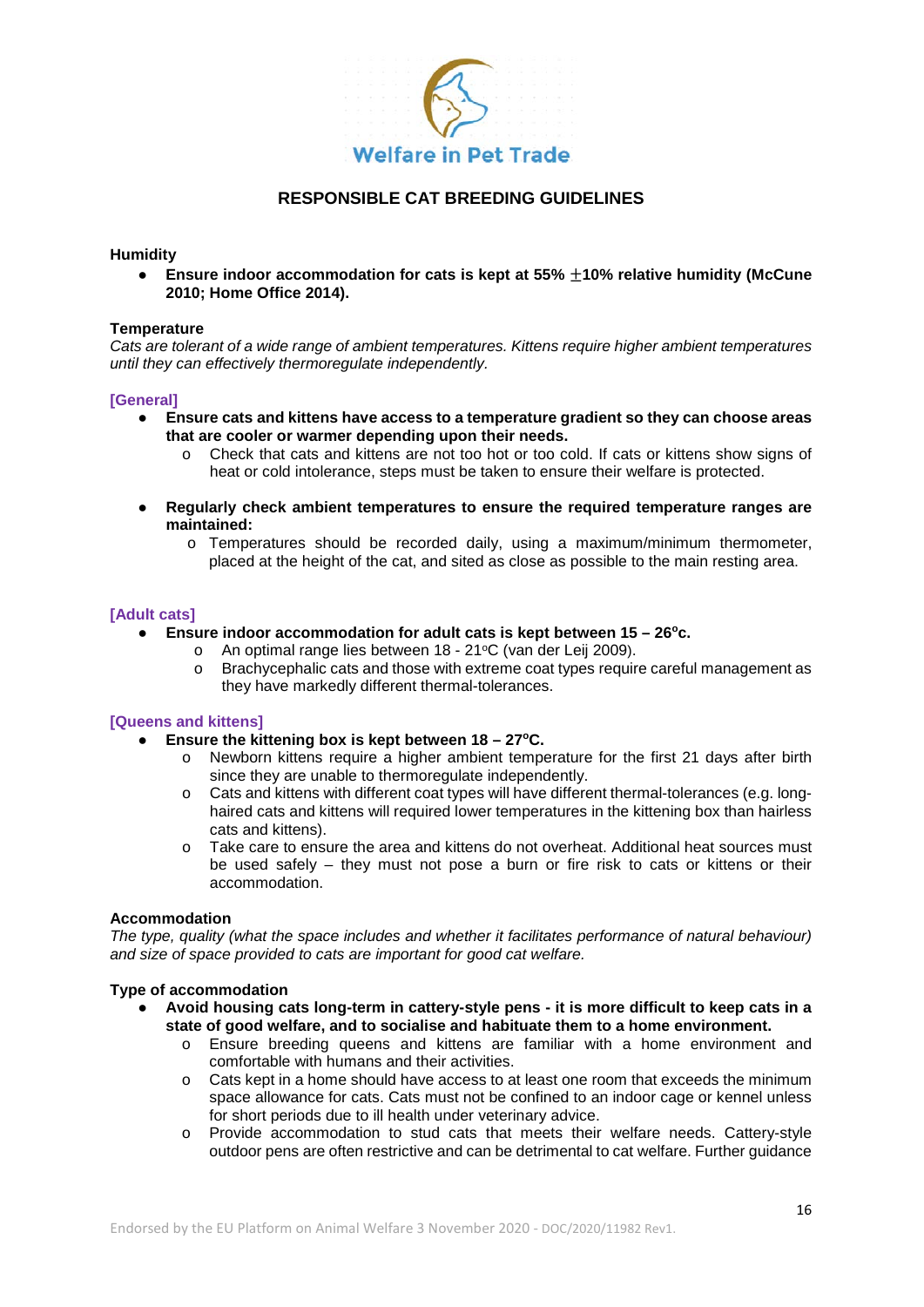## RESPONSIBLE CAT BREEDING GUIDELINES

**Humidity**

- **Ensure indoor accommodation for cats is kept at 55% $\pm$10% relative humidity (McCune 2010; Home Office 2014).**

**Temperature**

*Cats are tolerant of a wide range of ambient temperatures. Kittens require higher ambient temperatures until they can effectively thermoregulate independently.*

**[General]**

- **Ensure cats and kittens have access to a temperature gradient so they can choose areas that are cooler or warmer depending upon their needs.**
  - Check that cats and kittens are not too hot or too cold. If cats or kittens show signs of heat or cold intolerance, steps must be taken to ensure their welfare is protected.
- **Regularly check ambient temperatures to ensure the required temperature ranges are maintained:**
  - Temperatures should be recorded daily, using a maximum/minimum thermometer, placed at the height of the cat, and sited as close as possible to the main resting area.

**[Adult cats]**

- **Ensure indoor accommodation for adult cats is kept between 15 – 26°c.**
  - An optimal range lies between 18 - 21°C (van der Leij 2009).
  - Brachycephalic cats and those with extreme coat types require careful management as they have markedly different thermal-tolerances.

**[Queens and kittens]**

- **Ensure the kittening box is kept between 18 – 27°C.**
  - Newborn kittens require a higher ambient temperature for the first 21 days after birth since they are unable to thermoregulate independently.
  - Cats and kittens with different coat types will have different thermal-tolerances (e.g. long-haired cats and kittens will required lower temperatures in the kittening box than hairless cats and kittens).
  - Take care to ensure the area and kittens do not overheat. Additional heat sources must be used safely – they must not pose a burn or fire risk to cats or kittens or their accommodation.

**Accommodation**

*The type, quality (what the space includes and whether it facilitates performance of natural behaviour) and size of space provided to cats are important for good cat welfare.*

**Type of accommodation**

- **Avoid housing cats long-term in cattery-style pens - it is more difficult to keep cats in a state of good welfare, and to socialise and habituate them to a home environment.**
  - Ensure breeding queens and kittens are familiar with a home environment and comfortable with humans and their activities.
  - Cats kept in a home should have access to at least one room that exceeds the minimum space allowance for cats. Cats must not be confined to an indoor cage or kennel unless for short periods due to ill health under veterinary advice.
  - Provide accommodation to stud cats that meets their welfare needs. Cattery-style outdoor pens are often restrictive and can be detrimental to cat welfare. Further guidance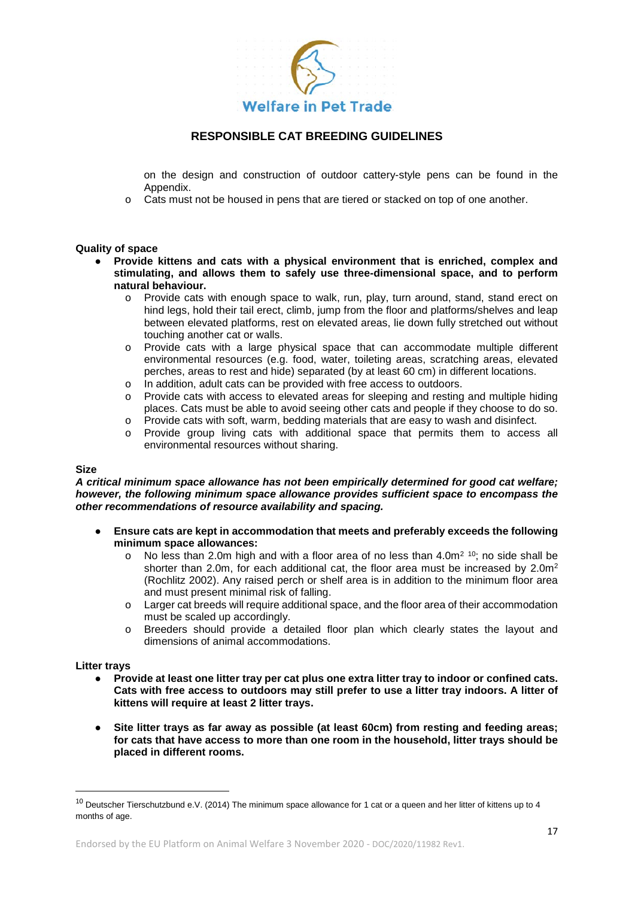on the design and construction of outdoor cattery-style pens can be found in the Appendix.

- Cats must not be housed in pens that are tiered or stacked on top of one another.

**Quality of space**

- **Provide kittens and cats with a physical environment that is enriched, complex and stimulating, and allows them to safely use three-dimensional space, and to perform natural behaviour.**
  - Provide cats with enough space to walk, run, play, turn around, stand, stand erect on hind legs, hold their tail erect, climb, jump from the floor and platforms/shelves and leap between elevated platforms, rest on elevated areas, lie down fully stretched out without touching another cat or walls.
  - Provide cats with a large physical space that can accommodate multiple different environmental resources (e.g. food, water, toileting areas, scratching areas, elevated perches, areas to rest and hide) separated (by at least 60 cm) in different locations.
  - In addition, adult cats can be provided with free access to outdoors.
  - Provide cats with access to elevated areas for sleeping and resting and multiple hiding places. Cats must be able to avoid seeing other cats and people if they choose to do so.
  - Provide cats with soft, warm, bedding materials that are easy to wash and disinfect.
  - Provide group living cats with additional space that permits them to access all environmental resources without sharing.

**Size**

***A critical minimum space allowance has not been empirically determined for good cat welfare; however, the following minimum space allowance provides sufficient space to encompass the other recommendations of resource availability and spacing.***

- **Ensure cats are kept in accommodation that meets and preferably exceeds the following minimum space allowances:**
  - No less than 2.0m high and with a floor area of no less than $4.0m^2$ [10]; no side shall be shorter than 2.0m, for each additional cat, the floor area must be increased by $2.0m^2$ (Rochlitz 2002). Any raised perch or shelf area is in addition to the minimum floor area and must present minimal risk of falling.
  - Larger cat breeds will require additional space, and the floor area of their accommodation must be scaled up accordingly.
  - Breeders should provide a detailed floor plan which clearly states the layout and dimensions of animal accommodations.

**Litter trays**

- **Provide at least one litter tray per cat plus one extra litter tray to indoor or confined cats. Cats with free access to outdoors may still prefer to use a litter tray indoors. A litter of kittens will require at least 2 litter trays.**

- **Site litter trays as far away as possible (at least 60cm) from resting and feeding areas; for cats that have access to more than one room in the household, litter trays should be placed in different rooms.**

---

[10] Deutscher Tierschutzbund e.V. (2014) The minimum space allowance for 1 cat or a queen and her litter of kittens up to 4 months of age.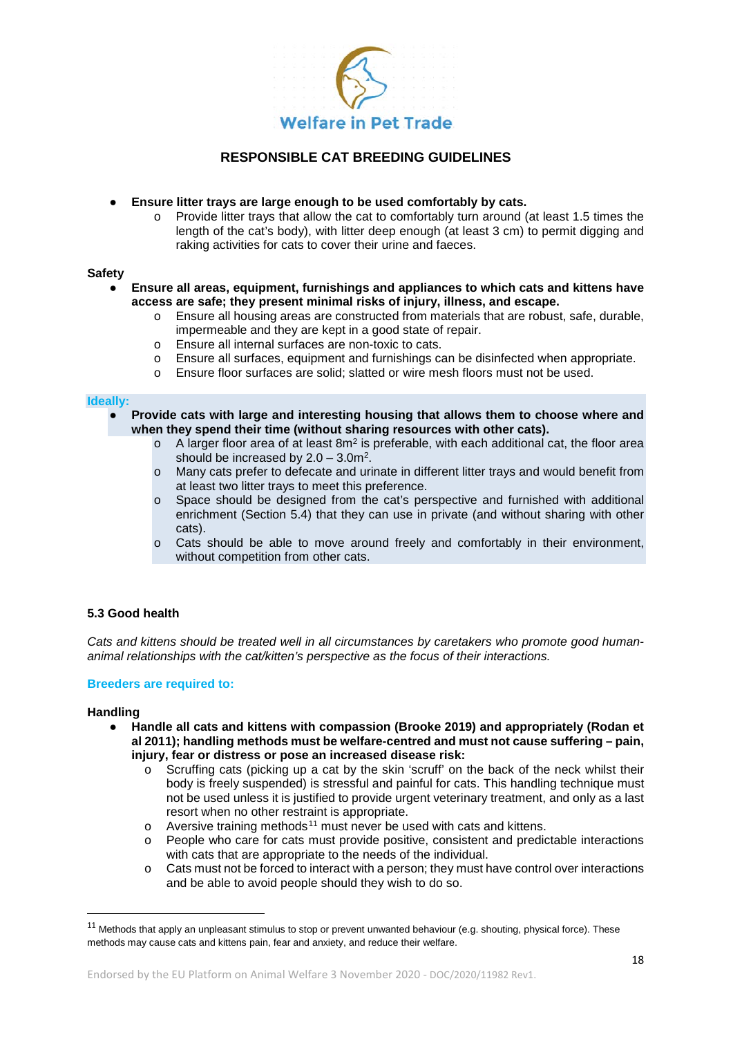- **Ensure litter trays are large enough to be used comfortably by cats.**
  - Provide litter trays that allow the cat to comfortably turn around (at least 1.5 times the length of the cat's body), with litter deep enough (at least 3 cm) to permit digging and raking activities for cats to cover their urine and faeces.

**Safety**

- **Ensure all areas, equipment, furnishings and appliances to which cats and kittens have access are safe; they present minimal risks of injury, illness, and escape.**
  - Ensure all housing areas are constructed from materials that are robust, safe, durable, impermeable and they are kept in a good state of repair.
  - Ensure all internal surfaces are non-toxic to cats.
  - Ensure all surfaces, equipment and furnishings can be disinfected when appropriate.
  - Ensure floor surfaces are solid; slatted or wire mesh floors must not be used.

**Ideally:**

- **Provide cats with large and interesting housing that allows them to choose where and when they spend their time (without sharing resources with other cats).**
  - A larger floor area of at least $8m^2$ is preferable, with each additional cat, the floor area should be increased by $2.0 – 3.0m^2$.
  - Many cats prefer to defecate and urinate in different litter trays and would benefit from at least two litter trays to meet this preference.
  - Space should be designed from the cat's perspective and furnished with additional enrichment (Section 5.4) that they can use in private (and without sharing with other cats).
  - Cats should be able to move around freely and comfortably in their environment, without competition from other cats.

### 5.3 Good health

*Cats and kittens should be treated well in all circumstances by caretakers who promote good human-animal relationships with the cat/kitten's perspective as the focus of their interactions.*

**Breeders are required to:**

**Handling**

- **Handle all cats and kittens with compassion (Brooke 2019) and appropriately (Rodan et al 2011); handling methods must be welfare-centred and must not cause suffering – pain, injury, fear or distress or pose an increased disease risk:**
  - Scruffing cats (picking up a cat by the skin 'scruff' on the back of the neck whilst their body is freely suspended) is stressful and painful for cats. This handling technique must not be used unless it is justified to provide urgent veterinary treatment, and only as a last resort when no other restraint is appropriate.
  - Aversive training methods[11] must never be used with cats and kittens.
  - People who care for cats must provide positive, consistent and predictable interactions with cats that are appropriate to the needs of the individual.
  - Cats must not be forced to interact with a person; they must have control over interactions and be able to avoid people should they wish to do so.

[11] Methods that apply an unpleasant stimulus to stop or prevent unwanted behaviour (e.g. shouting, physical force). These methods may cause cats and kittens pain, fear and anxiety, and reduce their welfare.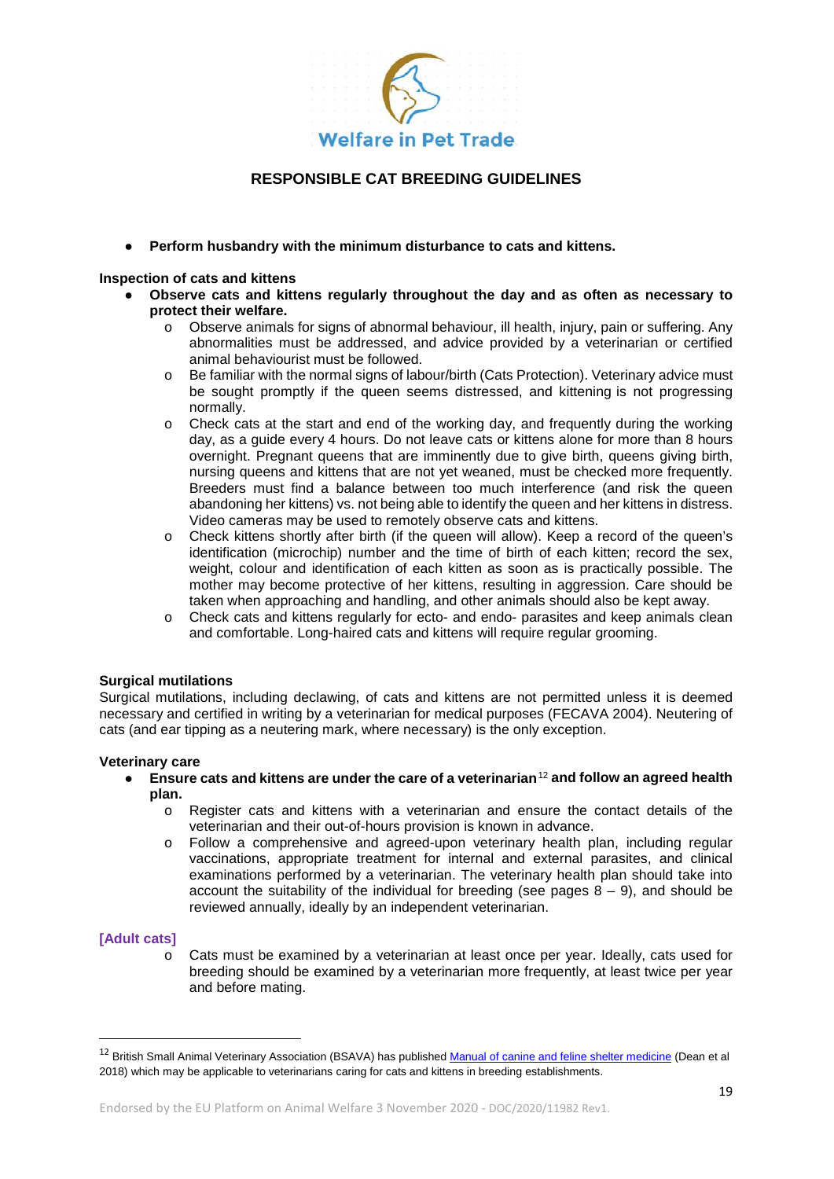- **Perform husbandry with the minimum disturbance to cats and kittens.**

**Inspection of cats and kittens**

- **Observe cats and kittens regularly throughout the day and as often as necessary to protect their welfare.**
  - Observe animals for signs of abnormal behaviour, ill health, injury, pain or suffering. Any abnormalities must be addressed, and advice provided by a veterinarian or certified animal behaviourist must be followed.
  - Be familiar with the normal signs of labour/birth (Cats Protection). Veterinary advice must be sought promptly if the queen seems distressed, and kittening is not progressing normally.
  - Check cats at the start and end of the working day, and frequently during the working day, as a guide every 4 hours. Do not leave cats or kittens alone for more than 8 hours overnight. Pregnant queens that are imminently due to give birth, queens giving birth, nursing queens and kittens that are not yet weaned, must be checked more frequently. Breeders must find a balance between too much interference (and risk the queen abandoning her kittens) vs. not being able to identify the queen and her kittens in distress. Video cameras may be used to remotely observe cats and kittens.
  - Check kittens shortly after birth (if the queen will allow). Keep a record of the queen's identification (microchip) number and the time of birth of each kitten; record the sex, weight, colour and identification of each kitten as soon as is practically possible. The mother may become protective of her kittens, resulting in aggression. Care should be taken when approaching and handling, and other animals should also be kept away.
  - Check cats and kittens regularly for ecto- and endo- parasites and keep animals clean and comfortable. Long-haired cats and kittens will require regular grooming.

**Surgical mutilations**

Surgical mutilations, including declawing, of cats and kittens are not permitted unless it is deemed necessary and certified in writing by a veterinarian for medical purposes (FECAVA 2004). Neutering of cats (and ear tipping as a neutering mark, where necessary) is the only exception.

**Veterinary care**

- **Ensure cats and kittens are under the care of a veterinarian**[12] **and follow an agreed health plan.**
  - Register cats and kittens with a veterinarian and ensure the contact details of the veterinarian and their out-of-hours provision is known in advance.
  - Follow a comprehensive and agreed-upon veterinary health plan, including regular vaccinations, appropriate treatment for internal and external parasites, and clinical examinations performed by a veterinarian. The veterinary health plan should take into account the suitability of the individual for breeding (see pages 8 – 9), and should be reviewed annually, ideally by an independent veterinarian.

**[Adult cats]**

  - Cats must be examined by a veterinarian at least once per year. Ideally, cats used for breeding should be examined by a veterinarian more frequently, at least twice per year and before mating.

---

[12] British Small Animal Veterinary Association (BSAVA) has published Manual of canine and feline shelter medicine (Dean et al 2018) which may be applicable to veterinarians caring for cats and kittens in breeding establishments.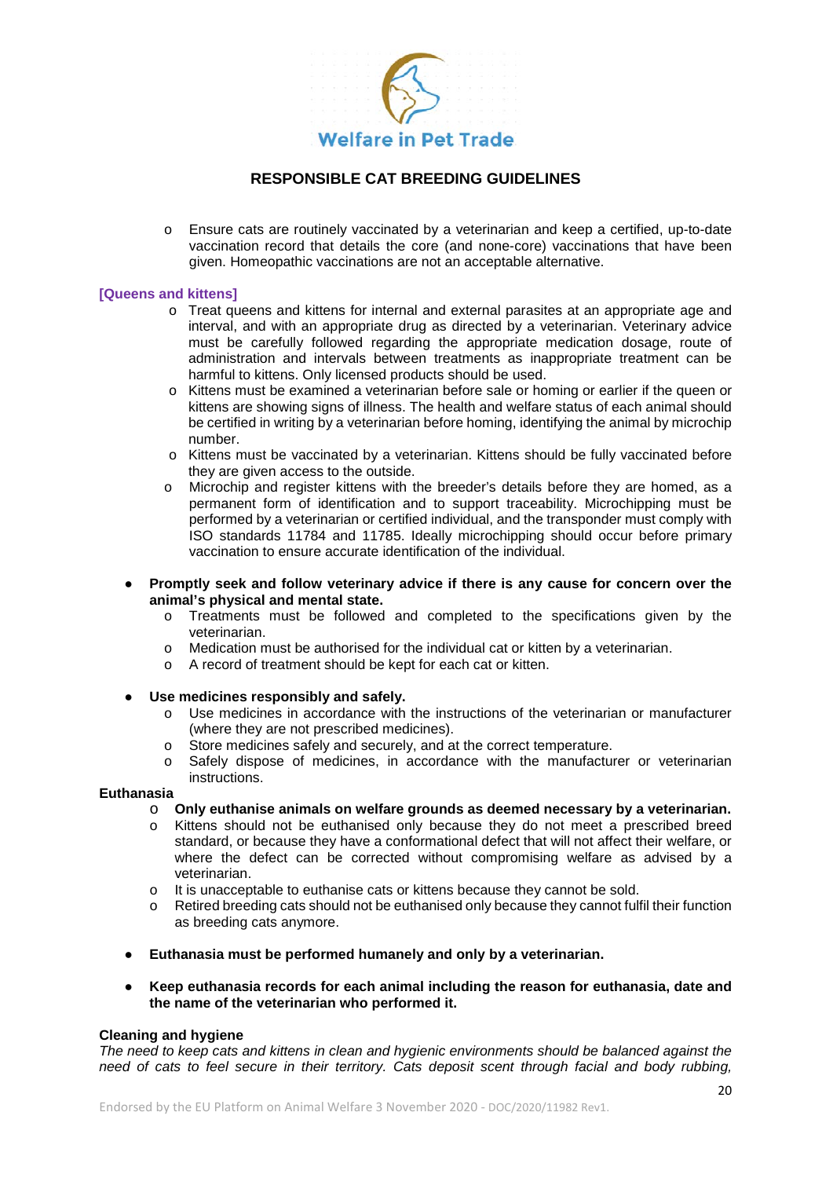- Ensure cats are routinely vaccinated by a veterinarian and keep a certified, up-to-date vaccination record that details the core (and none-core) vaccinations that have been given. Homeopathic vaccinations are not an acceptable alternative.

**[Queens and kittens]**

- Treat queens and kittens for internal and external parasites at an appropriate age and interval, and with an appropriate drug as directed by a veterinarian. Veterinary advice must be carefully followed regarding the appropriate medication dosage, route of administration and intervals between treatments as inappropriate treatment can be harmful to kittens. Only licensed products should be used.
- Kittens must be examined a veterinarian before sale or homing or earlier if the queen or kittens are showing signs of illness. The health and welfare status of each animal should be certified in writing by a veterinarian before homing, identifying the animal by microchip number.
- Kittens must be vaccinated by a veterinarian. Kittens should be fully vaccinated before they are given access to the outside.
- Microchip and register kittens with the breeder's details before they are homed, as a permanent form of identification and to support traceability. Microchipping must be performed by a veterinarian or certified individual, and the transponder must comply with ISO standards 11784 and 11785. Ideally microchipping should occur before primary vaccination to ensure accurate identification of the individual.

- **Promptly seek and follow veterinary advice if there is any cause for concern over the animal's physical and mental state.**
  - Treatments must be followed and completed to the specifications given by the veterinarian.
  - Medication must be authorised for the individual cat or kitten by a veterinarian.
  - A record of treatment should be kept for each cat or kitten.

- **Use medicines responsibly and safely.**
  - Use medicines in accordance with the instructions of the veterinarian or manufacturer (where they are not prescribed medicines).
  - Store medicines safely and securely, and at the correct temperature.
  - Safely dispose of medicines, in accordance with the manufacturer or veterinarian instructions.

**Euthanasia**

- **Only euthanise animals on welfare grounds as deemed necessary by a veterinarian.**
- Kittens should not be euthanised only because they do not meet a prescribed breed standard, or because they have a conformational defect that will not affect their welfare, or where the defect can be corrected without compromising welfare as advised by a veterinarian.
- It is unacceptable to euthanise cats or kittens because they cannot be sold.
- Retired breeding cats should not be euthanised only because they cannot fulfil their function as breeding cats anymore.

- **Euthanasia must be performed humanely and only by a veterinarian.**

- **Keep euthanasia records for each animal including the reason for euthanasia, date and the name of the veterinarian who performed it.**

**Cleaning and hygiene**

*The need to keep cats and kittens in clean and hygienic environments should be balanced against the need of cats to feel secure in their territory. Cats deposit scent through facial and body rubbing,*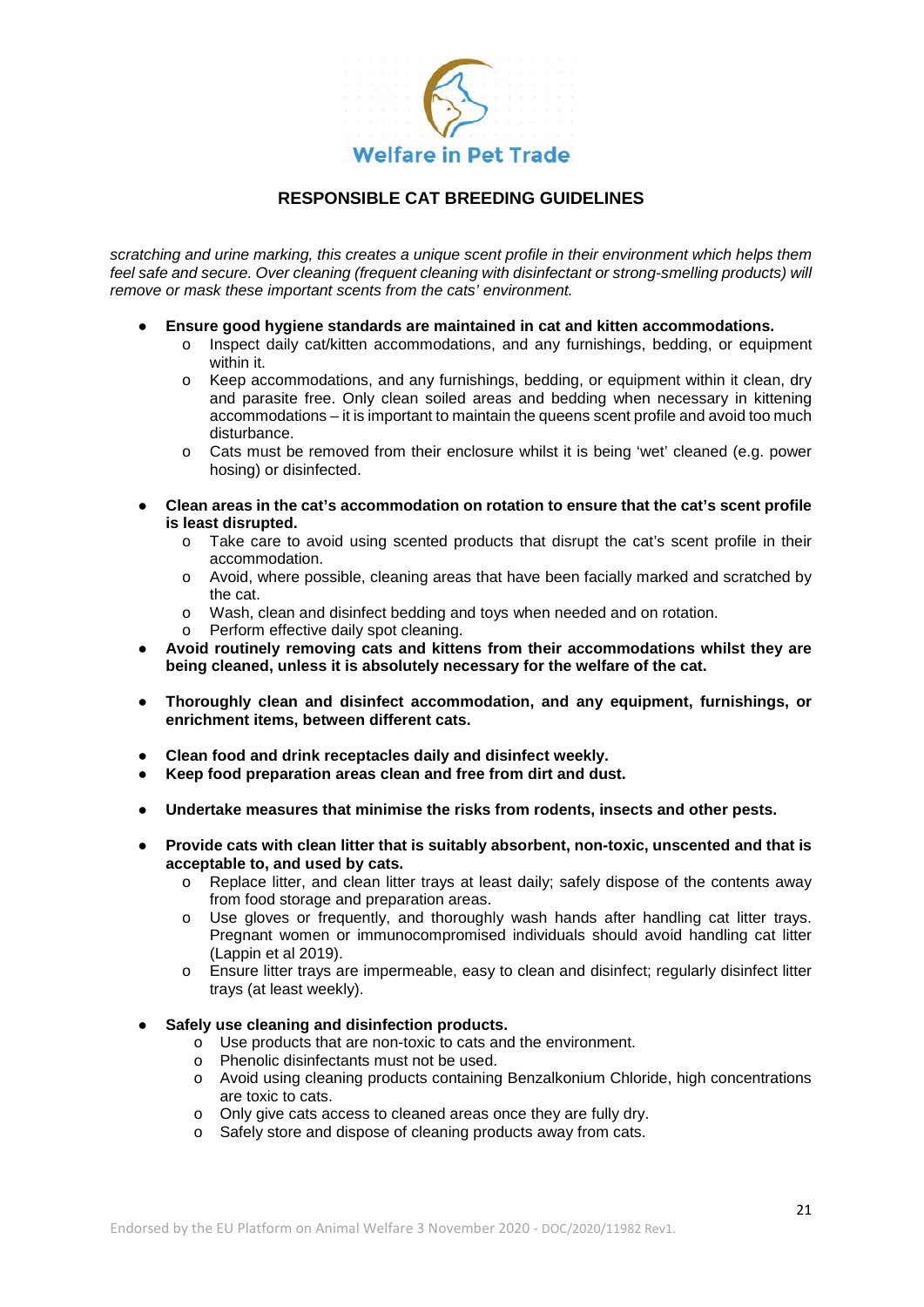*scratching and urine marking, this creates a unique scent profile in their environment which helps them feel safe and secure. Over cleaning (frequent cleaning with disinfectant or strong-smelling products) will remove or mask these important scents from the cats' environment.*

- **Ensure good hygiene standards are maintained in cat and kitten accommodations.**
  - Inspect daily cat/kitten accommodations, and any furnishings, bedding, or equipment within it.
  - Keep accommodations, and any furnishings, bedding, or equipment within it clean, dry and parasite free. Only clean soiled areas and bedding when necessary in kittening accommodations – it is important to maintain the queens scent profile and avoid too much disturbance.
  - Cats must be removed from their enclosure whilst it is being 'wet' cleaned (e.g. power hosing) or disinfected.
- **Clean areas in the cat's accommodation on rotation to ensure that the cat's scent profile is least disrupted.**
  - Take care to avoid using scented products that disrupt the cat's scent profile in their accommodation.
  - Avoid, where possible, cleaning areas that have been facially marked and scratched by the cat.
  - Wash, clean and disinfect bedding and toys when needed and on rotation.
  - Perform effective daily spot cleaning.
- **Avoid routinely removing cats and kittens from their accommodations whilst they are being cleaned, unless it is absolutely necessary for the welfare of the cat.**
- **Thoroughly clean and disinfect accommodation, and any equipment, furnishings, or enrichment items, between different cats.**
- **Clean food and drink receptacles daily and disinfect weekly.**
- **Keep food preparation areas clean and free from dirt and dust.**
- **Undertake measures that minimise the risks from rodents, insects and other pests.**
- **Provide cats with clean litter that is suitably absorbent, non-toxic, unscented and that is acceptable to, and used by cats.**
  - Replace litter, and clean litter trays at least daily; safely dispose of the contents away from food storage and preparation areas.
  - Use gloves or frequently, and thoroughly wash hands after handling cat litter trays. Pregnant women or immunocompromised individuals should avoid handling cat litter (Lappin et al 2019).
  - Ensure litter trays are impermeable, easy to clean and disinfect; regularly disinfect litter trays (at least weekly).
- **Safely use cleaning and disinfection products.**
  - Use products that are non-toxic to cats and the environment.
  - Phenolic disinfectants must not be used.
  - Avoid using cleaning products containing Benzalkonium Chloride, high concentrations are toxic to cats.
  - Only give cats access to cleaned areas once they are fully dry.
  - Safely store and dispose of cleaning products away from cats.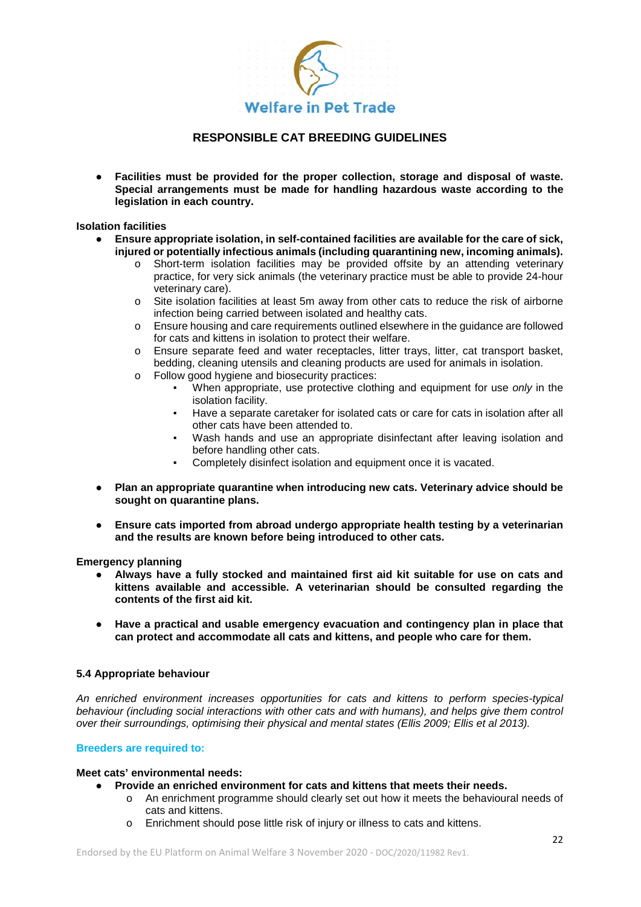- **Facilities must be provided for the proper collection, storage and disposal of waste. Special arrangements must be made for handling hazardous waste according to the legislation in each country.**

**Isolation facilities**

- **Ensure appropriate isolation, in self-contained facilities are available for the care of sick, injured or potentially infectious animals (including quarantining new, incoming animals).**
  - Short-term isolation facilities may be provided offsite by an attending veterinary practice, for very sick animals (the veterinary practice must be able to provide 24-hour veterinary care).
  - Site isolation facilities at least 5m away from other cats to reduce the risk of airborne infection being carried between isolated and healthy cats.
  - Ensure housing and care requirements outlined elsewhere in the guidance are followed for cats and kittens in isolation to protect their welfare.
  - Ensure separate feed and water receptacles, litter trays, litter, cat transport basket, bedding, cleaning utensils and cleaning products are used for animals in isolation.
  - Follow good hygiene and biosecurity practices:
    - When appropriate, use protective clothing and equipment for use *only* in the isolation facility.
    - Have a separate caretaker for isolated cats or care for cats in isolation after all other cats have been attended to.
    - Wash hands and use an appropriate disinfectant after leaving isolation and before handling other cats.
    - Completely disinfect isolation and equipment once it is vacated.

- **Plan an appropriate quarantine when introducing new cats. Veterinary advice should be sought on quarantine plans.**

- **Ensure cats imported from abroad undergo appropriate health testing by a veterinarian and the results are known before being introduced to other cats.**

**Emergency planning**

- **Always have a fully stocked and maintained first aid kit suitable for use on cats and kittens available and accessible. A veterinarian should be consulted regarding the contents of the first aid kit.**

- **Have a practical and usable emergency evacuation and contingency plan in place that can protect and accommodate all cats and kittens, and people who care for them.**

### 5.4 Appropriate behaviour

*An enriched environment increases opportunities for cats and kittens to perform species-typical behaviour (including social interactions with other cats and with humans), and helps give them control over their surroundings, optimising their physical and mental states (Ellis 2009; Ellis et al 2013).*

**Breeders are required to:**

**Meet cats' environmental needs:**

- **Provide an enriched environment for cats and kittens that meets their needs.**
  - An enrichment programme should clearly set out how it meets the behavioural needs of cats and kittens.
  - Enrichment should pose little risk of injury or illness to cats and kittens.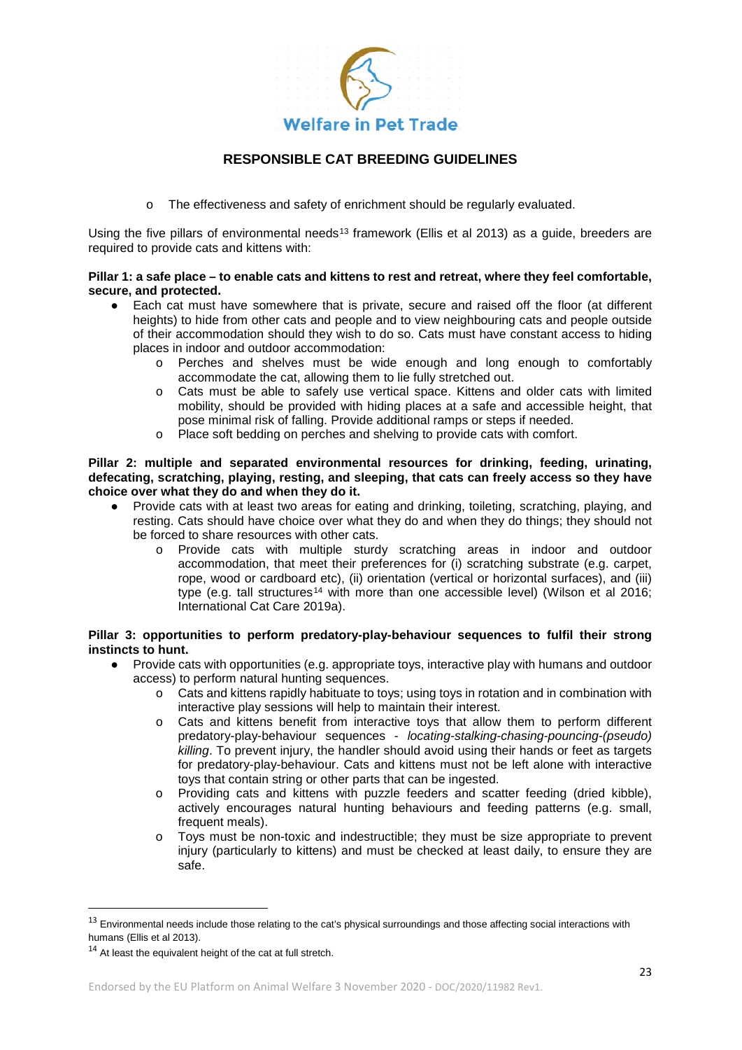- The effectiveness and safety of enrichment should be regularly evaluated.

Using the five pillars of environmental needs[13] framework (Ellis et al 2013) as a guide, breeders are required to provide cats and kittens with:

**Pillar 1: a safe place – to enable cats and kittens to rest and retreat, where they feel comfortable, secure, and protected.**

- Each cat must have somewhere that is private, secure and raised off the floor (at different heights) to hide from other cats and people and to view neighbouring cats and people outside of their accommodation should they wish to do so. Cats must have constant access to hiding places in indoor and outdoor accommodation:
  - Perches and shelves must be wide enough and long enough to comfortably accommodate the cat, allowing them to lie fully stretched out.
  - Cats must be able to safely use vertical space. Kittens and older cats with limited mobility, should be provided with hiding places at a safe and accessible height, that pose minimal risk of falling. Provide additional ramps or steps if needed.
  - Place soft bedding on perches and shelving to provide cats with comfort.

**Pillar 2: multiple and separated environmental resources for drinking, feeding, urinating, defecating, scratching, playing, resting, and sleeping, that cats can freely access so they have choice over what they do and when they do it.**

- Provide cats with at least two areas for eating and drinking, toileting, scratching, playing, and resting. Cats should have choice over what they do and when they do things; they should not be forced to share resources with other cats.
  - Provide cats with multiple sturdy scratching areas in indoor and outdoor accommodation, that meet their preferences for (i) scratching substrate (e.g. carpet, rope, wood or cardboard etc), (ii) orientation (vertical or horizontal surfaces), and (iii) type (e.g. tall structures[14] with more than one accessible level) (Wilson et al 2016; International Cat Care 2019a).

**Pillar 3: opportunities to perform predatory-play-behaviour sequences to fulfil their strong instincts to hunt.**

- Provide cats with opportunities (e.g. appropriate toys, interactive play with humans and outdoor access) to perform natural hunting sequences.
  - Cats and kittens rapidly habituate to toys; using toys in rotation and in combination with interactive play sessions will help to maintain their interest.
  - Cats and kittens benefit from interactive toys that allow them to perform different predatory-play-behaviour sequences - *locating-stalking-chasing-pouncing-(pseudo) killing*. To prevent injury, the handler should avoid using their hands or feet as targets for predatory-play-behaviour. Cats and kittens must not be left alone with interactive toys that contain string or other parts that can be ingested.
  - Providing cats and kittens with puzzle feeders and scatter feeding (dried kibble), actively encourages natural hunting behaviours and feeding patterns (e.g. small, frequent meals).
  - Toys must be non-toxic and indestructible; they must be size appropriate to prevent injury (particularly to kittens) and must be checked at least daily, to ensure they are safe.

---

[13] Environmental needs include those relating to the cat's physical surroundings and those affecting social interactions with humans (Ellis et al 2013).

[14] At least the equivalent height of the cat at full stretch.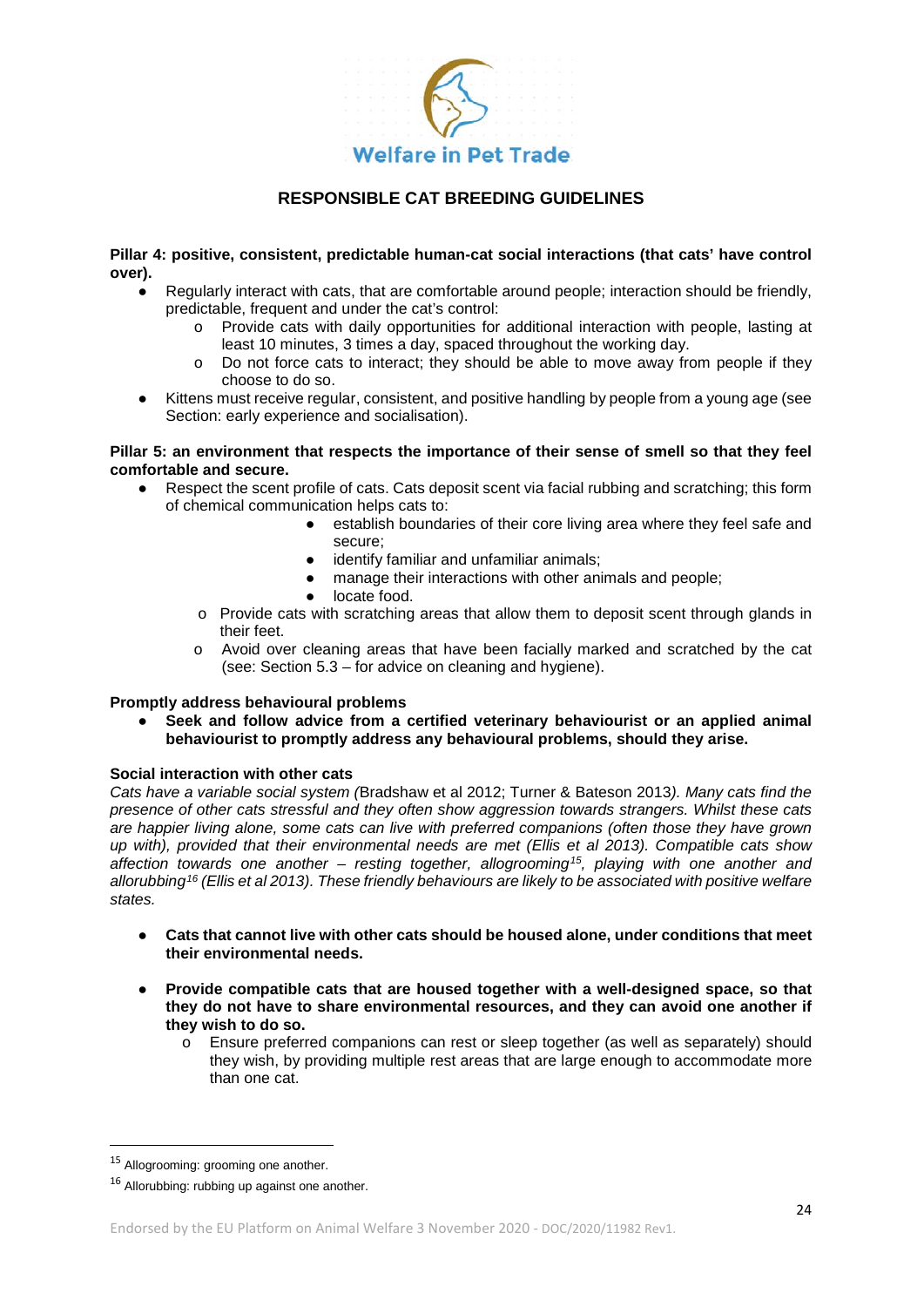**Pillar 4: positive, consistent, predictable human-cat social interactions (that cats' have control over).**

- Regularly interact with cats, that are comfortable around people; interaction should be friendly, predictable, frequent and under the cat's control:
    - Provide cats with daily opportunities for additional interaction with people, lasting at least 10 minutes, 3 times a day, spaced throughout the working day.
    - Do not force cats to interact; they should be able to move away from people if they choose to do so.
- Kittens must receive regular, consistent, and positive handling by people from a young age (see Section: early experience and socialisation).

**Pillar 5: an environment that respects the importance of their sense of smell so that they feel comfortable and secure.**

- Respect the scent profile of cats. Cats deposit scent via facial rubbing and scratching; this form of chemical communication helps cats to:
    - establish boundaries of their core living area where they feel safe and secure;
    - identify familiar and unfamiliar animals;
    - manage their interactions with other animals and people;
    - locate food.
    - Provide cats with scratching areas that allow them to deposit scent through glands in their feet.
    - Avoid over cleaning areas that have been facially marked and scratched by the cat (see: Section 5.3 – for advice on cleaning and hygiene).

**Promptly address behavioural problems**

- **Seek and follow advice from a certified veterinary behaviourist or an applied animal behaviourist to promptly address any behavioural problems, should they arise.**

**Social interaction with other cats**

*Cats have a variable social system (*Bradshaw et al 2012; Turner & Bateson 2013*). Many cats find the presence of other cats stressful and they often show aggression towards strangers. Whilst these cats are happier living alone, some cats can live with preferred companions (often those they have grown up with), provided that their environmental needs are met (Ellis et al 2013). Compatible cats show affection towards one another – resting together, allogrooming[15], playing with one another and allorubbing[16] (Ellis et al 2013). These friendly behaviours are likely to be associated with positive welfare states.*

- **Cats that cannot live with other cats should be housed alone, under conditions that meet their environmental needs.**

- **Provide compatible cats that are housed together with a well-designed space, so that they do not have to share environmental resources, and they can avoid one another if they wish to do so.**
    - Ensure preferred companions can rest or sleep together (as well as separately) should they wish, by providing multiple rest areas that are large enough to accommodate more than one cat.

---

[15] Allogrooming: grooming one another.

[16] Allorubbing: rubbing up against one another.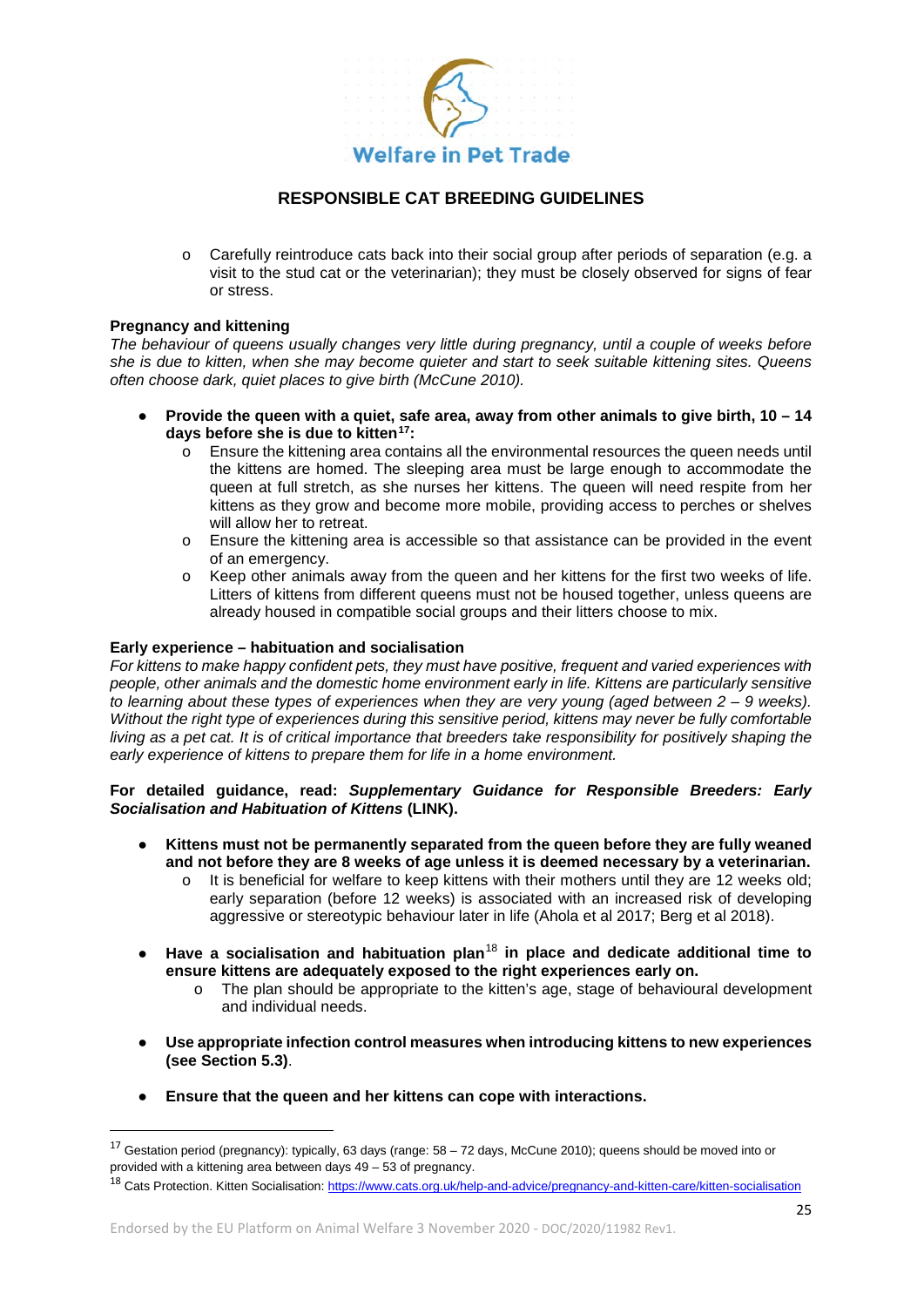- Carefully reintroduce cats back into their social group after periods of separation (e.g. a visit to the stud cat or the veterinarian); they must be closely observed for signs of fear or stress.

**Pregnancy and kittening**

*The behaviour of queens usually changes very little during pregnancy, until a couple of weeks before she is due to kitten, when she may become quieter and start to seek suitable kittening sites. Queens often choose dark, quiet places to give birth (McCune 2010).*

- **Provide the queen with a quiet, safe area, away from other animals to give birth, 10 – 14 days before she is due to kitten[17]:**
  - Ensure the kittening area contains all the environmental resources the queen needs until the kittens are homed. The sleeping area must be large enough to accommodate the queen at full stretch, as she nurses her kittens. The queen will need respite from her kittens as they grow and become more mobile, providing access to perches or shelves will allow her to retreat.
  - Ensure the kittening area is accessible so that assistance can be provided in the event of an emergency.
  - Keep other animals away from the queen and her kittens for the first two weeks of life. Litters of kittens from different queens must not be housed together, unless queens are already housed in compatible social groups and their litters choose to mix.

**Early experience – habituation and socialisation**

*For kittens to make happy confident pets, they must have positive, frequent and varied experiences with people, other animals and the domestic home environment early in life. Kittens are particularly sensitive to learning about these types of experiences when they are very young (aged between 2 – 9 weeks). Without the right type of experiences during this sensitive period, kittens may never be fully comfortable living as a pet cat. It is of critical importance that breeders take responsibility for positively shaping the early experience of kittens to prepare them for life in a home environment.*

**For detailed guidance, read: *Supplementary Guidance for Responsible Breeders: Early Socialisation and Habituation of Kittens* (LINK).**

- **Kittens must not be permanently separated from the queen before they are fully weaned and not before they are 8 weeks of age unless it is deemed necessary by a veterinarian.**
  - It is beneficial for welfare to keep kittens with their mothers until they are 12 weeks old; early separation (before 12 weeks) is associated with an increased risk of developing aggressive or stereotypic behaviour later in life (Ahola et al 2017; Berg et al 2018).

- **Have a socialisation and habituation plan[18] in place and dedicate additional time to ensure kittens are adequately exposed to the right experiences early on.**
  - The plan should be appropriate to the kitten's age, stage of behavioural development and individual needs.

- **Use appropriate infection control measures when introducing kittens to new experiences (see Section 5.3)**.

- **Ensure that the queen and her kittens can cope with interactions.**

---

[17] Gestation period (pregnancy): typically, 63 days (range: 58 – 72 days, McCune 2010); queens should be moved into or provided with a kittening area between days 49 – 53 of pregnancy.

[18] Cats Protection. Kitten Socialisation: https://www.cats.org.uk/help-and-advice/pregnancy-and-kitten-care/kitten-socialisation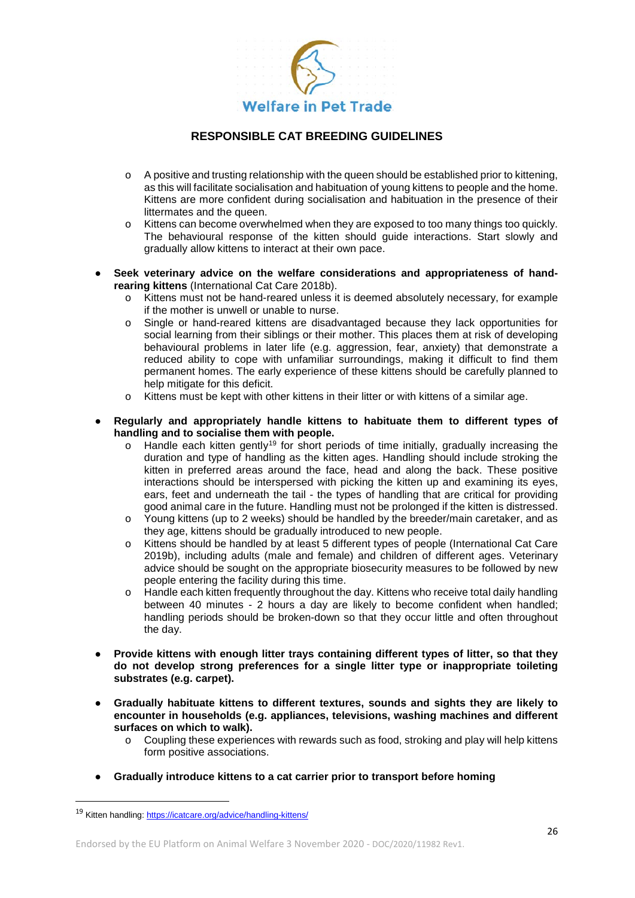- A positive and trusting relationship with the queen should be established prior to kittening, as this will facilitate socialisation and habituation of young kittens to people and the home. Kittens are more confident during socialisation and habituation in the presence of their littermates and the queen.
- Kittens can become overwhelmed when they are exposed to too many things too quickly. The behavioural response of the kitten should guide interactions. Start slowly and gradually allow kittens to interact at their own pace.

- **Seek veterinary advice on the welfare considerations and appropriateness of hand-rearing kittens** (International Cat Care 2018b).
  - Kittens must not be hand-reared unless it is deemed absolutely necessary, for example if the mother is unwell or unable to nurse.
  - Single or hand-reared kittens are disadvantaged because they lack opportunities for social learning from their siblings or their mother. This places them at risk of developing behavioural problems in later life (e.g. aggression, fear, anxiety) that demonstrate a reduced ability to cope with unfamiliar surroundings, making it difficult to find them permanent homes. The early experience of these kittens should be carefully planned to help mitigate for this deficit.
  - Kittens must be kept with other kittens in their litter or with kittens of a similar age.

- **Regularly and appropriately handle kittens to habituate them to different types of handling and to socialise them with people.**
  - Handle each kitten gently[19] for short periods of time initially, gradually increasing the duration and type of handling as the kitten ages. Handling should include stroking the kitten in preferred areas around the face, head and along the back. These positive interactions should be interspersed with picking the kitten up and examining its eyes, ears, feet and underneath the tail - the types of handling that are critical for providing good animal care in the future. Handling must not be prolonged if the kitten is distressed.
  - Young kittens (up to 2 weeks) should be handled by the breeder/main caretaker, and as they age, kittens should be gradually introduced to new people.
  - Kittens should be handled by at least 5 different types of people (International Cat Care 2019b), including adults (male and female) and children of different ages. Veterinary advice should be sought on the appropriate biosecurity measures to be followed by new people entering the facility during this time.
  - Handle each kitten frequently throughout the day. Kittens who receive total daily handling between 40 minutes - 2 hours a day are likely to become confident when handled; handling periods should be broken-down so that they occur little and often throughout the day.

- **Provide kittens with enough litter trays containing different types of litter, so that they do not develop strong preferences for a single litter type or inappropriate toileting substrates (e.g. carpet).**

- **Gradually habituate kittens to different textures, sounds and sights they are likely to encounter in households (e.g. appliances, televisions, washing machines and different surfaces on which to walk).**
  - Coupling these experiences with rewards such as food, stroking and play will help kittens form positive associations.

- **Gradually introduce kittens to a cat carrier prior to transport before homing**

---

[19] Kitten handling: https://icatcare.org/advice/handling-kittens/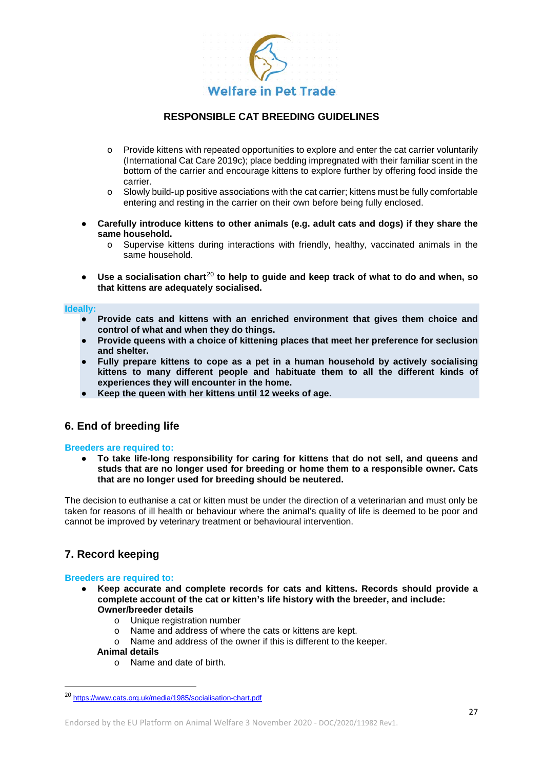- Provide kittens with repeated opportunities to explore and enter the cat carrier voluntarily (International Cat Care 2019c); place bedding impregnated with their familiar scent in the bottom of the carrier and encourage kittens to explore further by offering food inside the carrier.
- Slowly build-up positive associations with the cat carrier; kittens must be fully comfortable entering and resting in the carrier on their own before being fully enclosed.

- **Carefully introduce kittens to other animals (e.g. adult cats and dogs) if they share the same household.**
  - Supervise kittens during interactions with friendly, healthy, vaccinated animals in the same household.

- **Use a socialisation chart[20] to help to guide and keep track of what to do and when, so that kittens are adequately socialised.**

**Ideally:**

- **Provide cats and kittens with an enriched environment that gives them choice and control of what and when they do things.**
- **Provide queens with a choice of kittening places that meet her preference for seclusion and shelter.**
- **Fully prepare kittens to cope as a pet in a human household by actively socialising kittens to many different people and habituate them to all the different kinds of experiences they will encounter in the home.**
- **Keep the queen with her kittens until 12 weeks of age.**

## 6. End of breeding life

**Breeders are required to:**

- **To take life-long responsibility for caring for kittens that do not sell, and queens and studs that are no longer used for breeding or home them to a responsible owner. Cats that are no longer used for breeding should be neutered.**

The decision to euthanise a cat or kitten must be under the direction of a veterinarian and must only be taken for reasons of ill health or behaviour where the animal's quality of life is deemed to be poor and cannot be improved by veterinary treatment or behavioural intervention.

## 7. Record keeping

**Breeders are required to:**

- **Keep accurate and complete records for cats and kittens. Records should provide a complete account of the cat or kitten's life history with the breeder, and include:**
  **Owner/breeder details**
  - Unique registration number
  - Name and address of where the cats or kittens are kept.
  - Name and address of the owner if this is different to the keeper.

  **Animal details**
  - Name and date of birth.

[20] https://www.cats.org.uk/media/1985/socialisation-chart.pdf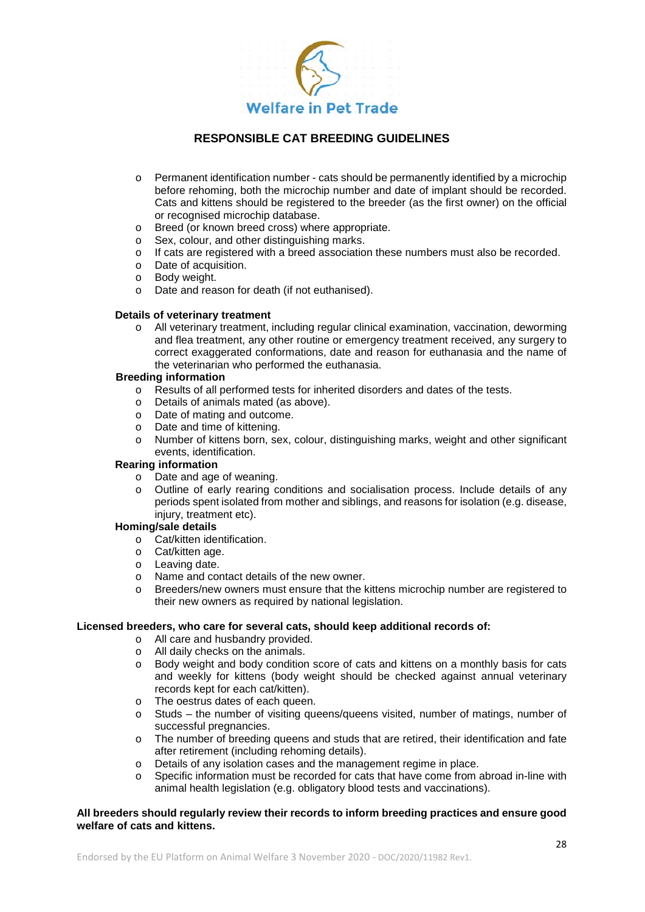- Permanent identification number - cats should be permanently identified by a microchip before rehoming, both the microchip number and date of implant should be recorded. Cats and kittens should be registered to the breeder (as the first owner) on the official or recognised microchip database.
- Breed (or known breed cross) where appropriate.
- Sex, colour, and other distinguishing marks.
- If cats are registered with a breed association these numbers must also be recorded.
- Date of acquisition.
- Body weight.
- Date and reason for death (if not euthanised).

**Details of veterinary treatment**

- All veterinary treatment, including regular clinical examination, vaccination, deworming and flea treatment, any other routine or emergency treatment received, any surgery to correct exaggerated conformations, date and reason for euthanasia and the name of the veterinarian who performed the euthanasia.

**Breeding information**

- Results of all performed tests for inherited disorders and dates of the tests.
- Details of animals mated (as above).
- Date of mating and outcome.
- Date and time of kittening.
- Number of kittens born, sex, colour, distinguishing marks, weight and other significant events, identification.

**Rearing information**

- Date and age of weaning.
- Outline of early rearing conditions and socialisation process. Include details of any periods spent isolated from mother and siblings, and reasons for isolation (e.g. disease, injury, treatment etc).

**Homing/sale details**

- Cat/kitten identification.
- Cat/kitten age.
- Leaving date.
- Name and contact details of the new owner.
- Breeders/new owners must ensure that the kittens microchip number are registered to their new owners as required by national legislation.

**Licensed breeders, who care for several cats, should keep additional records of:**

- All care and husbandry provided.
- All daily checks on the animals.
- Body weight and body condition score of cats and kittens on a monthly basis for cats and weekly for kittens (body weight should be checked against annual veterinary records kept for each cat/kitten).
- The oestrus dates of each queen.
- Studs – the number of visiting queens/queens visited, number of matings, number of successful pregnancies.
- The number of breeding queens and studs that are retired, their identification and fate after retirement (including rehoming details).
- Details of any isolation cases and the management regime in place.
- Specific information must be recorded for cats that have come from abroad in-line with animal health legislation (e.g. obligatory blood tests and vaccinations).

**All breeders should regularly review their records to inform breeding practices and ensure good welfare of cats and kittens.**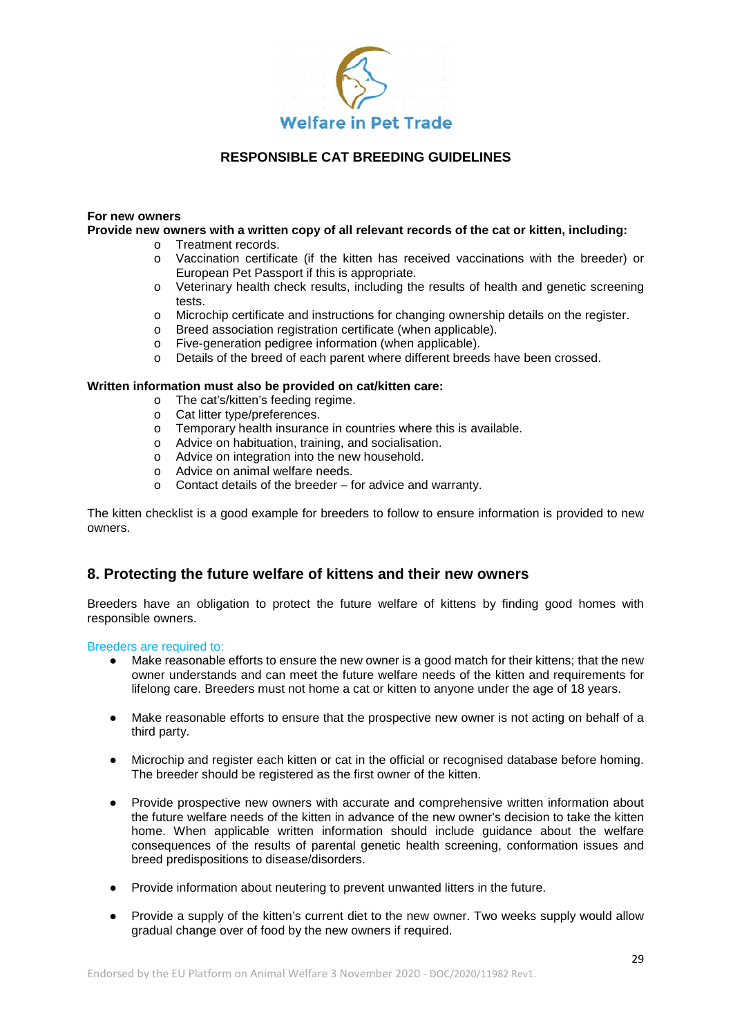**RESPONSIBLE CAT BREEDING GUIDELINES**

**For new owners**

**Provide new owners with a written copy of all relevant records of the cat or kitten, including:**

- Treatment records.
- Vaccination certificate (if the kitten has received vaccinations with the breeder) or European Pet Passport if this is appropriate.
- Veterinary health check results, including the results of health and genetic screening tests.
- Microchip certificate and instructions for changing ownership details on the register.
- Breed association registration certificate (when applicable).
- Five-generation pedigree information (when applicable).
- Details of the breed of each parent where different breeds have been crossed.

**Written information must also be provided on cat/kitten care:**

- The cat's/kitten's feeding regime.
- Cat litter type/preferences.
- Temporary health insurance in countries where this is available.
- Advice on habituation, training, and socialisation.
- Advice on integration into the new household.
- Advice on animal welfare needs.
- Contact details of the breeder – for advice and warranty.

The kitten checklist is a good example for breeders to follow to ensure information is provided to new owners.

## 8. Protecting the future welfare of kittens and their new owners

Breeders have an obligation to protect the future welfare of kittens by finding good homes with responsible owners.

Breeders are required to:

- Make reasonable efforts to ensure the new owner is a good match for their kittens; that the new owner understands and can meet the future welfare needs of the kitten and requirements for lifelong care. Breeders must not home a cat or kitten to anyone under the age of 18 years.
- Make reasonable efforts to ensure that the prospective new owner is not acting on behalf of a third party.
- Microchip and register each kitten or cat in the official or recognised database before homing. The breeder should be registered as the first owner of the kitten.
- Provide prospective new owners with accurate and comprehensive written information about the future welfare needs of the kitten in advance of the new owner's decision to take the kitten home. When applicable written information should include guidance about the welfare consequences of the results of parental genetic health screening, conformation issues and breed predispositions to disease/disorders.
- Provide information about neutering to prevent unwanted litters in the future.
- Provide a supply of the kitten's current diet to the new owner. Two weeks supply would allow gradual change over of food by the new owners if required.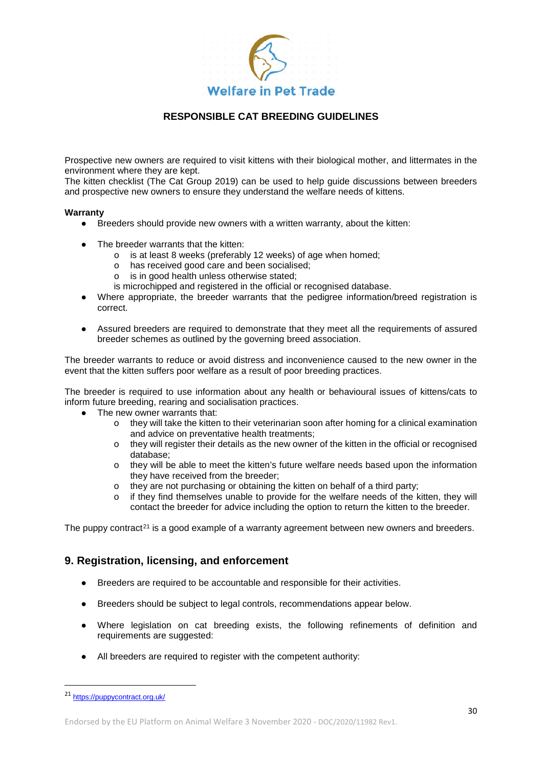Prospective new owners are required to visit kittens with their biological mother, and littermates in the environment where they are kept.
The kitten checklist (The Cat Group 2019) can be used to help guide discussions between breeders and prospective new owners to ensure they understand the welfare needs of kittens.

**Warranty**

- Breeders should provide new owners with a written warranty, about the kitten:
- The breeder warrants that the kitten:
  - is at least 8 weeks (preferably 12 weeks) of age when homed;
  - has received good care and been socialised;
  - is in good health unless otherwise stated;

  is microchipped and registered in the official or recognised database.
- Where appropriate, the breeder warrants that the pedigree information/breed registration is correct.
- Assured breeders are required to demonstrate that they meet all the requirements of assured breeder schemes as outlined by the governing breed association.

The breeder warrants to reduce or avoid distress and inconvenience caused to the new owner in the event that the kitten suffers poor welfare as a result of poor breeding practices.

The breeder is required to use information about any health or behavioural issues of kittens/cats to inform future breeding, rearing and socialisation practices.

- The new owner warrants that:
  - they will take the kitten to their veterinarian soon after homing for a clinical examination and advice on preventative health treatments;
  - they will register their details as the new owner of the kitten in the official or recognised database;
  - they will be able to meet the kitten's future welfare needs based upon the information they have received from the breeder;
  - they are not purchasing or obtaining the kitten on behalf of a third party;
  - if they find themselves unable to provide for the welfare needs of the kitten, they will contact the breeder for advice including the option to return the kitten to the breeder.

The puppy contract[21] is a good example of a warranty agreement between new owners and breeders.

## 9. Registration, licensing, and enforcement

- Breeders are required to be accountable and responsible for their activities.
- Breeders should be subject to legal controls, recommendations appear below.
- Where legislation on cat breeding exists, the following refinements of definition and requirements are suggested:
- All breeders are required to register with the competent authority:

[21] https://puppycontract.org.uk/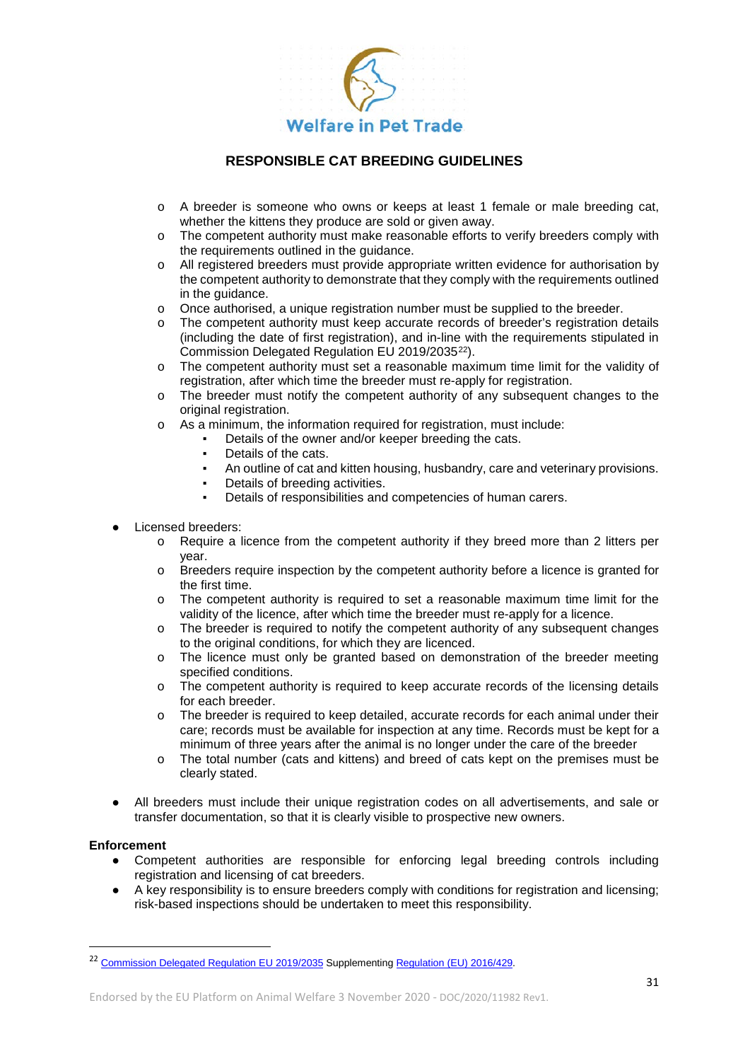- A breeder is someone who owns or keeps at least 1 female or male breeding cat, whether the kittens they produce are sold or given away.
    - The competent authority must make reasonable efforts to verify breeders comply with the requirements outlined in the guidance.
    - All registered breeders must provide appropriate written evidence for authorisation by the competent authority to demonstrate that they comply with the requirements outlined in the guidance.
    - Once authorised, a unique registration number must be supplied to the breeder.
    - The competent authority must keep accurate records of breeder's registration details (including the date of first registration), and in-line with the requirements stipulated in Commission Delegated Regulation EU 2019/2035[22]).
    - The competent authority must set a reasonable maximum time limit for the validity of registration, after which time the breeder must re-apply for registration.
    - The breeder must notify the competent authority of any subsequent changes to the original registration.
    - As a minimum, the information required for registration, must include:
        - Details of the owner and/or keeper breeding the cats.
        - Details of the cats.
        - An outline of cat and kitten housing, husbandry, care and veterinary provisions.
        - Details of breeding activities.
        - Details of responsibilities and competencies of human carers.

- Licensed breeders:
    - Require a licence from the competent authority if they breed more than 2 litters per year.
    - Breeders require inspection by the competent authority before a licence is granted for the first time.
    - The competent authority is required to set a reasonable maximum time limit for the validity of the licence, after which time the breeder must re-apply for a licence.
    - The breeder is required to notify the competent authority of any subsequent changes to the original conditions, for which they are licenced.
    - The licence must only be granted based on demonstration of the breeder meeting specified conditions.
    - The competent authority is required to keep accurate records of the licensing details for each breeder.
    - The breeder is required to keep detailed, accurate records for each animal under their care; records must be available for inspection at any time. Records must be kept for a minimum of three years after the animal is no longer under the care of the breeder
    - The total number (cats and kittens) and breed of cats kept on the premises must be clearly stated.

- All breeders must include their unique registration codes on all advertisements, and sale or transfer documentation, so that it is clearly visible to prospective new owners.

**Enforcement**

- Competent authorities are responsible for enforcing legal breeding controls including registration and licensing of cat breeders.
- A key responsibility is to ensure breeders comply with conditions for registration and licensing; risk-based inspections should be undertaken to meet this responsibility.

[22] Commission Delegated Regulation EU 2019/2035 Supplementing Regulation (EU) 2016/429.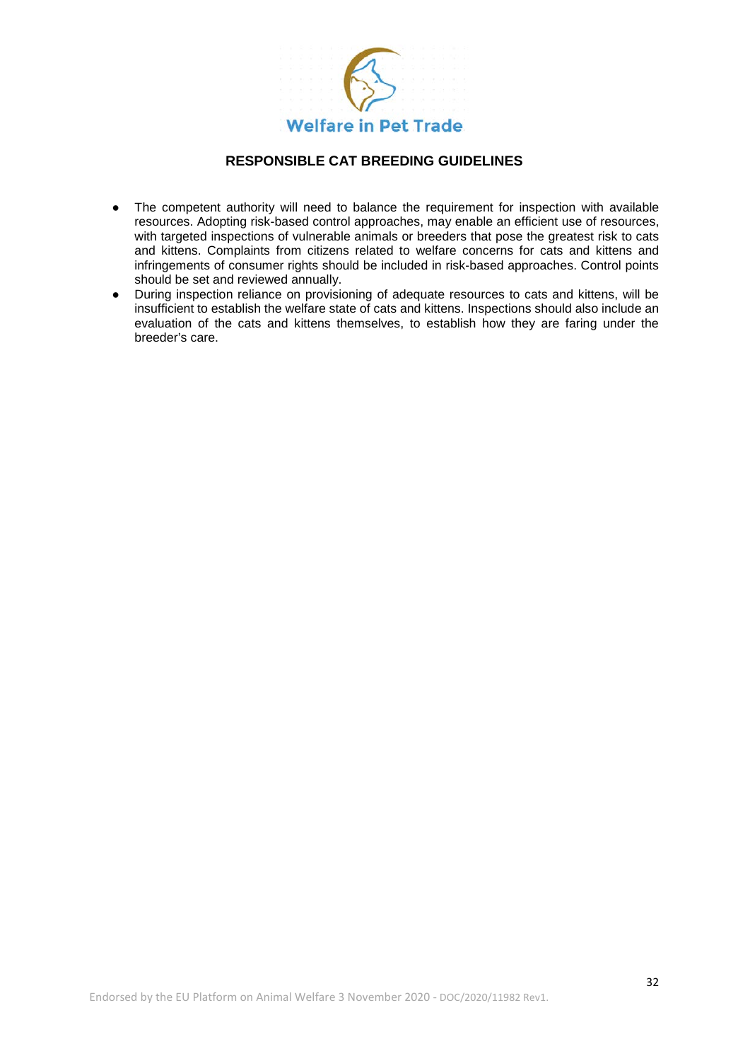- The competent authority will need to balance the requirement for inspection with available resources. Adopting risk-based control approaches, may enable an efficient use of resources, with targeted inspections of vulnerable animals or breeders that pose the greatest risk to cats and kittens. Complaints from citizens related to welfare concerns for cats and kittens and infringements of consumer rights should be included in risk-based approaches. Control points should be set and reviewed annually.
- During inspection reliance on provisioning of adequate resources to cats and kittens, will be insufficient to establish the welfare state of cats and kittens. Inspections should also include an evaluation of the cats and kittens themselves, to establish how they are faring under the breeder's care.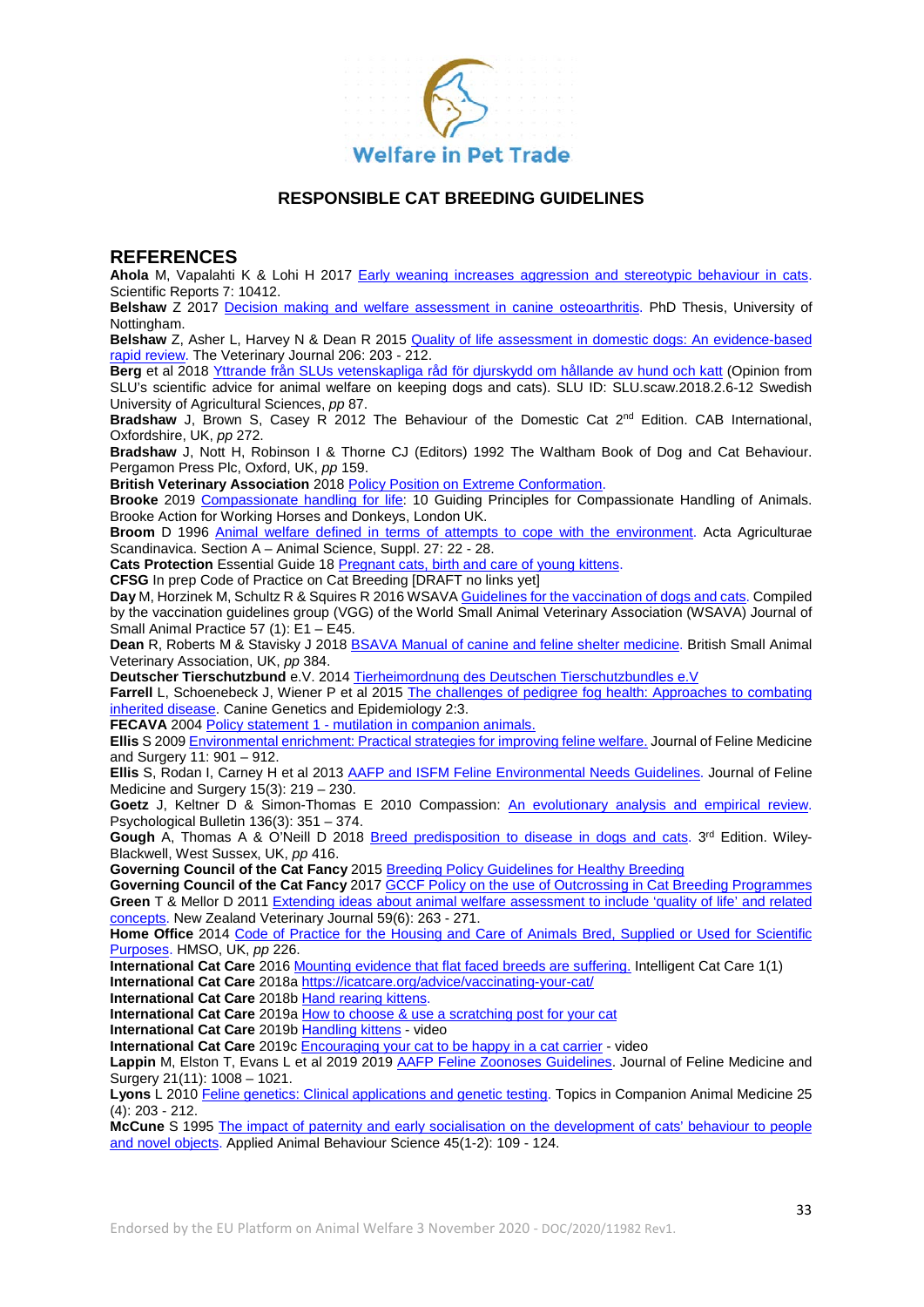## RESPONSIBLE CAT BREEDING GUIDELINES

## REFERENCES

**Ahola** M, Vapalahti K & Lohi H 2017 Early weaning increases aggression and stereotypic behaviour in cats. Scientific Reports 7: 10412.

**Belshaw** Z 2017 Decision making and welfare assessment in canine osteoarthritis. PhD Thesis, University of Nottingham.

**Belshaw** Z, Asher L, Harvey N & Dean R 2015 Quality of life assessment in domestic dogs: An evidence-based rapid review. The Veterinary Journal 206: 203 - 212.

**Berg** et al 2018 Yttrande från SLUs vetenskapliga råd för djurskydd om hållande av hund och katt (Opinion from SLU's scientific advice for animal welfare on keeping dogs and cats). SLU ID: SLU.scaw.2018.2.6-12 Swedish University of Agricultural Sciences, *pp* 87.

**Bradshaw** J, Brown S, Casey R 2012 The Behaviour of the Domestic Cat 2nd Edition. CAB International, Oxfordshire, UK, *pp* 272.

**Bradshaw** J, Nott H, Robinson I & Thorne CJ (Editors) 1992 The Waltham Book of Dog and Cat Behaviour. Pergamon Press Plc, Oxford, UK, *pp* 159.

**British Veterinary Association** 2018 Policy Position on Extreme Conformation.

**Brooke** 2019 Compassionate handling for life: 10 Guiding Principles for Compassionate Handling of Animals. Brooke Action for Working Horses and Donkeys, London UK.

**Broom** D 1996 Animal welfare defined in terms of attempts to cope with the environment. Acta Agriculturae Scandinavica. Section A – Animal Science, Suppl. 27: 22 - 28.

**Cats Protection** Essential Guide 18 Pregnant cats, birth and care of young kittens.

**CFSG** In prep Code of Practice on Cat Breeding [DRAFT no links yet]

**Day** M, Horzinek M, Schultz R & Squires R 2016 WSAVA Guidelines for the vaccination of dogs and cats. Compiled by the vaccination guidelines group (VGG) of the World Small Animal Veterinary Association (WSAVA) Journal of Small Animal Practice 57 (1): E1 – E45.

**Dean** R, Roberts M & Stavisky J 2018 BSAVA Manual of canine and feline shelter medicine. British Small Animal Veterinary Association, UK, *pp* 384.

**Deutscher Tierschutzbund** e.V. 2014 Tierheimordnung des Deutschen Tierschutzbundles e.V

**Farrell** L, Schoenebeck J, Wiener P et al 2015 The challenges of pedigree fog health: Approaches to combating inherited disease. Canine Genetics and Epidemiology 2:3.

**FECAVA** 2004 Policy statement 1 - mutilation in companion animals.

**Ellis** S 2009 Environmental enrichment: Practical strategies for improving feline welfare. Journal of Feline Medicine and Surgery 11: 901 – 912.

**Ellis** S, Rodan I, Carney H et al 2013 AAFP and ISFM Feline Environmental Needs Guidelines. Journal of Feline Medicine and Surgery 15(3): 219 – 230.

**Goetz** J, Keltner D & Simon-Thomas E 2010 Compassion: An evolutionary analysis and empirical review. Psychological Bulletin 136(3): 351 – 374.

**Gough** A, Thomas A & O'Neill D 2018 Breed predisposition to disease in dogs and cats. 3rd Edition. Wiley-Blackwell, West Sussex, UK, *pp* 416.

**Governing Council of the Cat Fancy** 2015 Breeding Policy Guidelines for Healthy Breeding

**Governing Council of the Cat Fancy** 2017 GCCF Policy on the use of Outcrossing in Cat Breeding Programmes

**Green** T & Mellor D 2011 Extending ideas about animal welfare assessment to include 'quality of life' and related concepts. New Zealand Veterinary Journal 59(6): 263 - 271.

**Home Office** 2014 Code of Practice for the Housing and Care of Animals Bred, Supplied or Used for Scientific Purposes. HMSO, UK, *pp* 226.

**International Cat Care** 2016 Mounting evidence that flat faced breeds are suffering. Intelligent Cat Care 1(1)

**International Cat Care** 2018a https://icatcare.org/advice/vaccinating-your-cat/

**International Cat Care** 2018b Hand rearing kittens.

**International Cat Care** 2019a How to choose & use a scratching post for your cat

**International Cat Care** 2019b Handling kittens - video

**International Cat Care** 2019c Encouraging your cat to be happy in a cat carrier - video

**Lappin** M, Elston T, Evans L et al 2019 2019 AAFP Feline Zoonoses Guidelines. Journal of Feline Medicine and Surgery 21(11): 1008 – 1021.

**Lyons** L 2010 Feline genetics: Clinical applications and genetic testing. Topics in Companion Animal Medicine 25 (4): 203 - 212.

**McCune** S 1995 The impact of paternity and early socialisation on the development of cats' behaviour to people and novel objects. Applied Animal Behaviour Science 45(1-2): 109 - 124.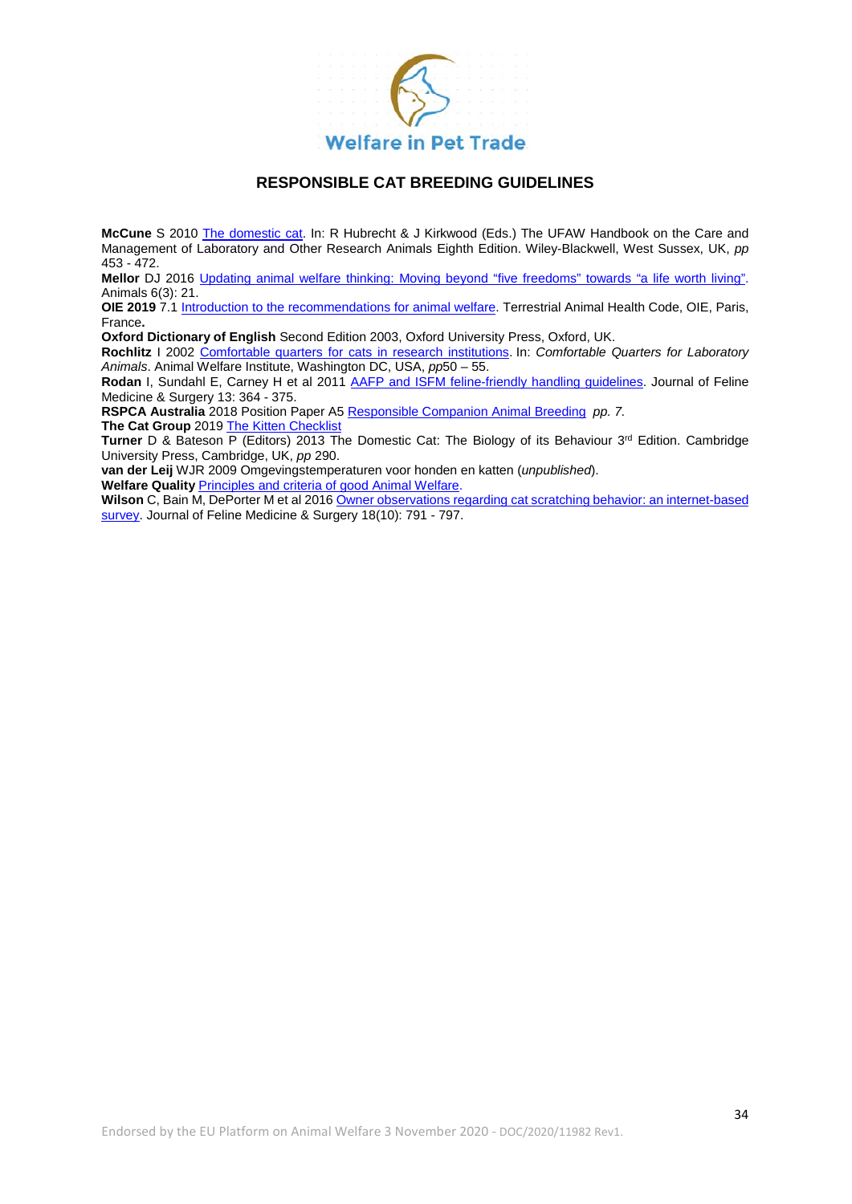**RESPONSIBLE CAT BREEDING GUIDELINES**

**McCune** S 2010 The domestic cat. In: R Hubrecht & J Kirkwood (Eds.) The UFAW Handbook on the Care and Management of Laboratory and Other Research Animals Eighth Edition. Wiley-Blackwell, West Sussex, UK, *pp* 453 - 472.
**Mellor** DJ 2016 Updating animal welfare thinking: Moving beyond "five freedoms" towards "a life worth living". Animals 6(3): 21.
**OIE 2019** 7.1 Introduction to the recommendations for animal welfare. Terrestrial Animal Health Code, OIE, Paris, France**.**
**Oxford Dictionary of English** Second Edition 2003, Oxford University Press, Oxford, UK.
**Rochlitz** I 2002 Comfortable quarters for cats in research institutions. In: *Comfortable Quarters for Laboratory Animals*. Animal Welfare Institute, Washington DC, USA, *pp*50 – 55.
**Rodan** I, Sundahl E, Carney H et al 2011 AAFP and ISFM feline-friendly handling guidelines. Journal of Feline Medicine & Surgery 13: 364 - 375.
**RSPCA Australia** 2018 Position Paper A5 Responsible Companion Animal Breeding *pp. 7.*
**The Cat Group** 2019 The Kitten Checklist
**Turner** D & Bateson P (Editors) 2013 The Domestic Cat: The Biology of its Behaviour 3rd Edition. Cambridge University Press, Cambridge, UK, *pp* 290.
**van der Leij** WJR 2009 Omgevingstemperaturen voor honden en katten (*unpublished*).
**Welfare Quality** Principles and criteria of good Animal Welfare.
**Wilson** C, Bain M, DePorter M et al 2016 Owner observations regarding cat scratching behavior: an internet-based survey. Journal of Feline Medicine & Surgery 18(10): 791 - 797.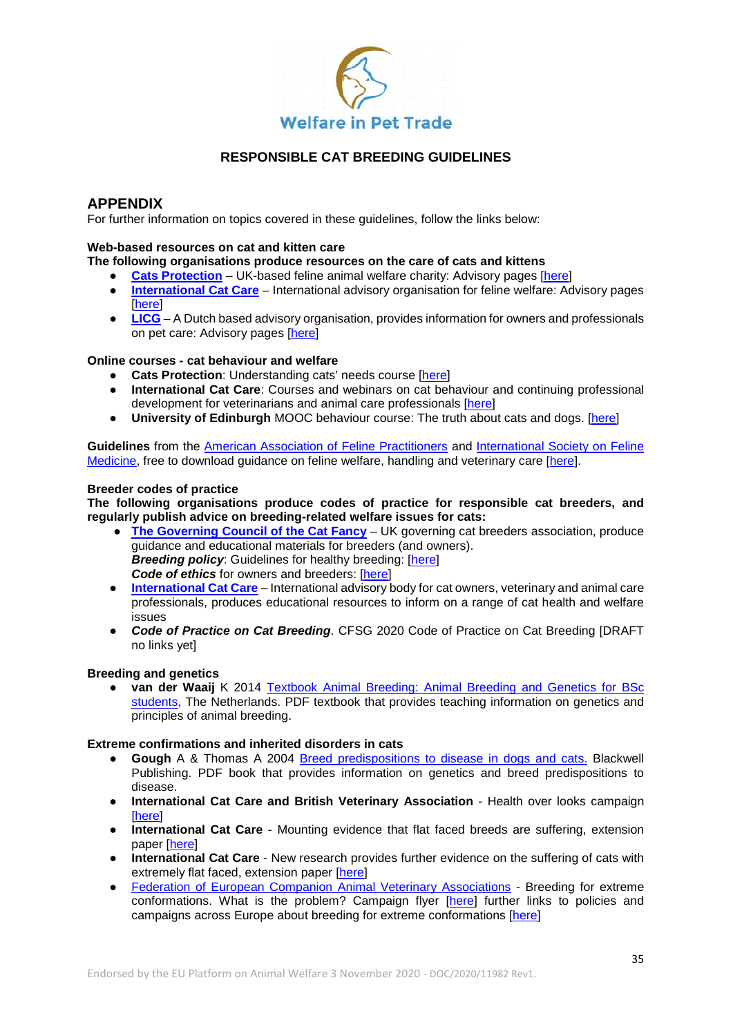**RESPONSIBLE CAT BREEDING GUIDELINES**

## APPENDIX

For further information on topics covered in these guidelines, follow the links below:

**Web-based resources on cat and kitten care**

**The following organisations produce resources on the care of cats and kittens**

- **Cats Protection** – UK-based feline animal welfare charity: Advisory pages [here]
- **International Cat Care** – International advisory organisation for feline welfare: Advisory pages [here]
- **LICG** – A Dutch based advisory organisation, provides information for owners and professionals on pet care: Advisory pages [here]

**Online courses - cat behaviour and welfare**

- **Cats Protection**: Understanding cats' needs course [here]
- **International Cat Care**: Courses and webinars on cat behaviour and continuing professional development for veterinarians and animal care professionals [here]
- **University of Edinburgh** MOOC behaviour course: The truth about cats and dogs. [here]

**Guidelines** from the American Association of Feline Practitioners and International Society on Feline Medicine, free to download guidance on feline welfare, handling and veterinary care [here].

**Breeder codes of practice**

**The following organisations produce codes of practice for responsible cat breeders, and regularly publish advice on breeding-related welfare issues for cats:**

- **The Governing Council of the Cat Fancy** – UK governing cat breeders association, produce guidance and educational materials for breeders (and owners).
  ***Breeding policy***: Guidelines for healthy breeding: [here]
  ***Code of ethics*** for owners and breeders: [here]
- **International Cat Care** – International advisory body for cat owners, veterinary and animal care professionals, produces educational resources to inform on a range of cat health and welfare issues
- ***Code of Practice on Cat Breeding***. CFSG 2020 Code of Practice on Cat Breeding [DRAFT no links yet]

**Breeding and genetics**

- **van der Waaij** K 2014 Textbook Animal Breeding: Animal Breeding and Genetics for BSc students, The Netherlands. PDF textbook that provides teaching information on genetics and principles of animal breeding.

**Extreme confirmations and inherited disorders in cats**

- **Gough** A & Thomas A 2004 Breed predispositions to disease in dogs and cats. Blackwell Publishing. PDF book that provides information on genetics and breed predispositions to disease.
- **International Cat Care and British Veterinary Association** - Health over looks campaign [here]
- **International Cat Care** - Mounting evidence that flat faced breeds are suffering, extension paper [here]
- **International Cat Care** - New research provides further evidence on the suffering of cats with extremely flat faced, extension paper [here]
- Federation of European Companion Animal Veterinary Associations - Breeding for extreme conformations. What is the problem? Campaign flyer [here] further links to policies and campaigns across Europe about breeding for extreme conformations [here]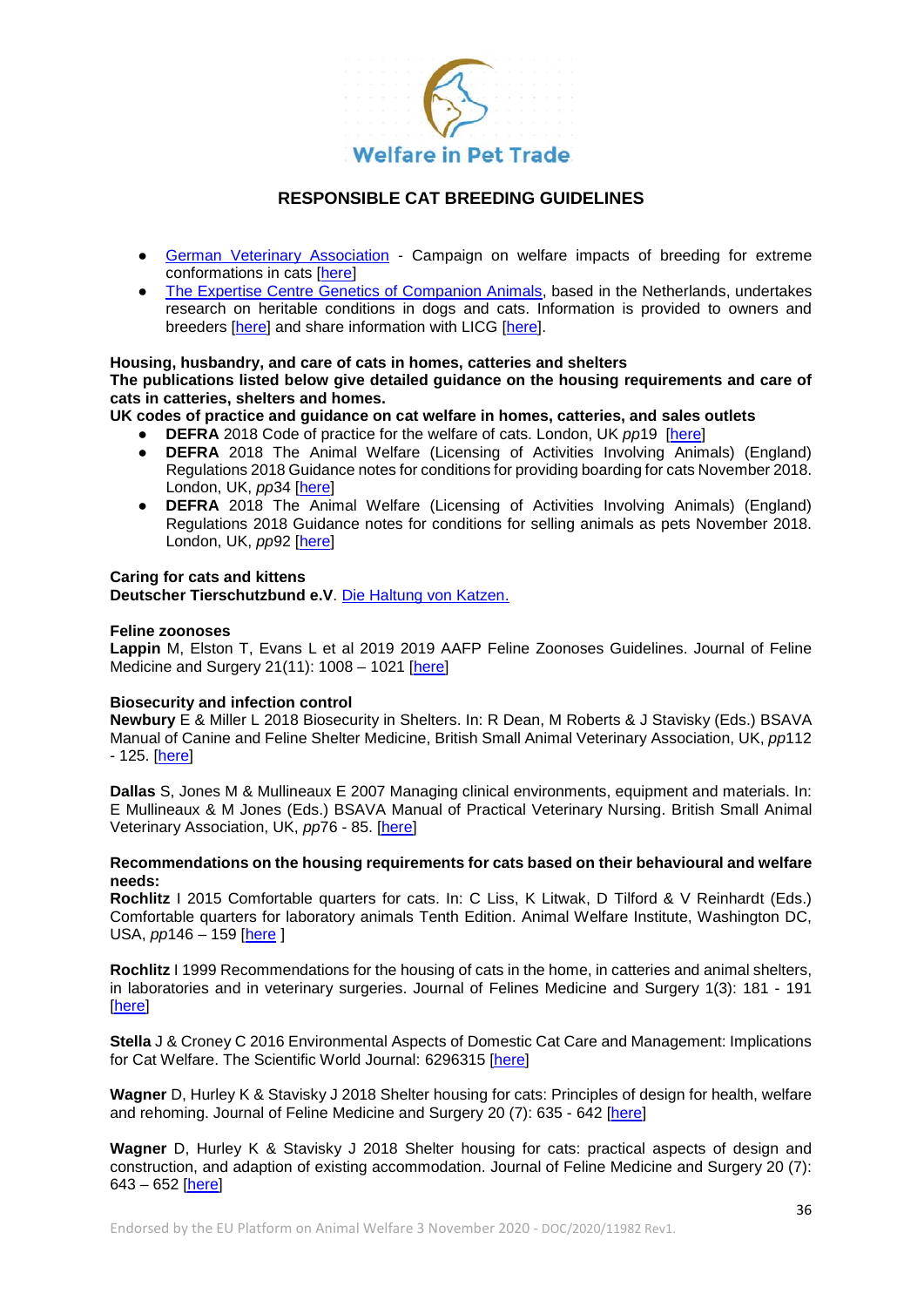- German Veterinary Association - Campaign on welfare impacts of breeding for extreme conformations in cats [here]
- The Expertise Centre Genetics of Companion Animals, based in the Netherlands, undertakes research on heritable conditions in dogs and cats. Information is provided to owners and breeders [here] and share information with LICG [here].

**Housing, husbandry, and care of cats in homes, catteries and shelters**
**The publications listed below give detailed guidance on the housing requirements and care of cats in catteries, shelters and homes.**
**UK codes of practice and guidance on cat welfare in homes, catteries, and sales outlets**

- **DEFRA** 2018 Code of practice for the welfare of cats. London, UK *pp*19 [here]
- **DEFRA** 2018 The Animal Welfare (Licensing of Activities Involving Animals) (England) Regulations 2018 Guidance notes for conditions for providing boarding for cats November 2018. London, UK, *pp*34 [here]
- **DEFRA** 2018 The Animal Welfare (Licensing of Activities Involving Animals) (England) Regulations 2018 Guidance notes for conditions for selling animals as pets November 2018. London, UK, *pp*92 [here]

**Caring for cats and kittens**
**Deutscher Tierschutzbund e.V**. Die Haltung von Katzen.

**Feline zoonoses**
**Lappin** M, Elston T, Evans L et al 2019 2019 AAFP Feline Zoonoses Guidelines. Journal of Feline Medicine and Surgery 21(11): 1008 – 1021 [here]

**Biosecurity and infection control**
**Newbury** E & Miller L 2018 Biosecurity in Shelters. In: R Dean, M Roberts & J Stavisky (Eds.) BSAVA Manual of Canine and Feline Shelter Medicine, British Small Animal Veterinary Association, UK, *pp*112 - 125. [here]

**Dallas** S, Jones M & Mullineaux E 2007 Managing clinical environments, equipment and materials. In: E Mullineaux & M Jones (Eds.) BSAVA Manual of Practical Veterinary Nursing. British Small Animal Veterinary Association, UK, *pp*76 - 85. [here]

**Recommendations on the housing requirements for cats based on their behavioural and welfare needs:**
**Rochlitz** I 2015 Comfortable quarters for cats. In: C Liss, K Litwak, D Tilford & V Reinhardt (Eds.) Comfortable quarters for laboratory animals Tenth Edition. Animal Welfare Institute, Washington DC, USA, *pp*146 – 159 [here ]

**Rochlitz** I 1999 Recommendations for the housing of cats in the home, in catteries and animal shelters, in laboratories and in veterinary surgeries. Journal of Felines Medicine and Surgery 1(3): 181 - 191 [here]

**Stella** J & Croney C 2016 Environmental Aspects of Domestic Cat Care and Management: Implications for Cat Welfare. The Scientific World Journal: 6296315 [here]

**Wagner** D, Hurley K & Stavisky J 2018 Shelter housing for cats: Principles of design for health, welfare and rehoming. Journal of Feline Medicine and Surgery 20 (7): 635 - 642 [here]

**Wagner** D, Hurley K & Stavisky J 2018 Shelter housing for cats: practical aspects of design and construction, and adaption of existing accommodation. Journal of Feline Medicine and Surgery 20 (7): 643 – 652 [here]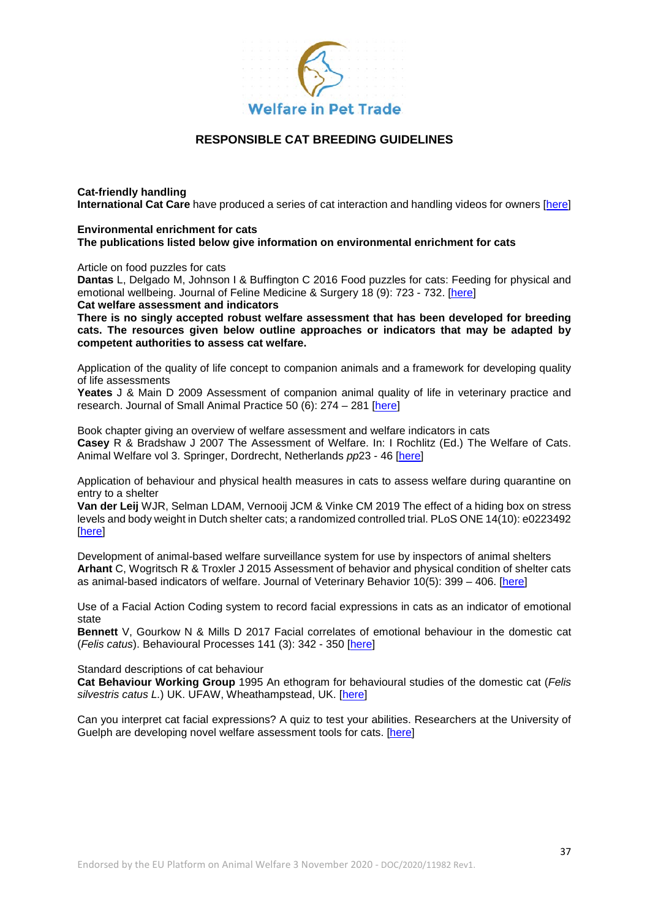**RESPONSIBLE CAT BREEDING GUIDELINES**

**Cat-friendly handling**

**International Cat Care** have produced a series of cat interaction and handling videos for owners [here]

**Environmental enrichment for cats**

**The publications listed below give information on environmental enrichment for cats**

Article on food puzzles for cats

**Dantas** L, Delgado M, Johnson I & Buffington C 2016 Food puzzles for cats: Feeding for physical and emotional wellbeing. Journal of Feline Medicine & Surgery 18 (9): 723 - 732. [here]

**Cat welfare assessment and indicators**

**There is no singly accepted robust welfare assessment that has been developed for breeding cats. The resources given below outline approaches or indicators that may be adapted by competent authorities to assess cat welfare.**

Application of the quality of life concept to companion animals and a framework for developing quality of life assessments

**Yeates** J & Main D 2009 Assessment of companion animal quality of life in veterinary practice and research. Journal of Small Animal Practice 50 (6): 274 – 281 [here]

Book chapter giving an overview of welfare assessment and welfare indicators in cats

**Casey** R & Bradshaw J 2007 The Assessment of Welfare. In: I Rochlitz (Ed.) The Welfare of Cats. Animal Welfare vol 3. Springer, Dordrecht, Netherlands *pp*23 - 46 [here]

Application of behaviour and physical health measures in cats to assess welfare during quarantine on entry to a shelter

**Van der Leij** WJR, Selman LDAM, Vernooij JCM & Vinke CM 2019 The effect of a hiding box on stress levels and body weight in Dutch shelter cats; a randomized controlled trial. PLoS ONE 14(10): e0223492 [here]

Development of animal-based welfare surveillance system for use by inspectors of animal shelters

**Arhant** C, Wogritsch R & Troxler J 2015 Assessment of behavior and physical condition of shelter cats as animal-based indicators of welfare. Journal of Veterinary Behavior 10(5): 399 – 406. [here]

Use of a Facial Action Coding system to record facial expressions in cats as an indicator of emotional state

**Bennett** V, Gourkow N & Mills D 2017 Facial correlates of emotional behaviour in the domestic cat (*Felis catus*). Behavioural Processes 141 (3): 342 - 350 [here]

Standard descriptions of cat behaviour

**Cat Behaviour Working Group** 1995 An ethogram for behavioural studies of the domestic cat (*Felis silvestris catus L.*) UK. UFAW, Wheathampstead, UK. [here]

Can you interpret cat facial expressions? A quiz to test your abilities. Researchers at the University of Guelph are developing novel welfare assessment tools for cats. [here]